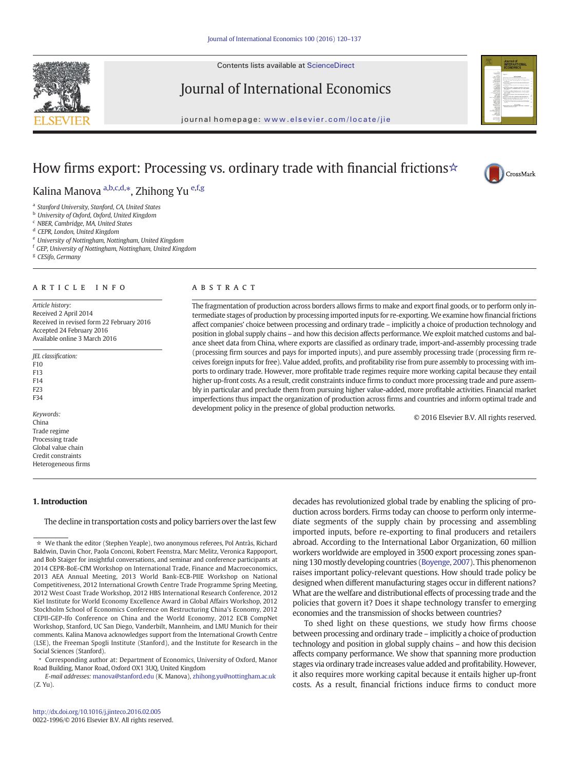Contents lists available at ScienceDirect

Journal of International Economics

journal homepage: www.elsevier.com/locate/jie

# How firms export: Processing vs. ordinary trade with financial frictions☆

Kalina Manova [a,b,c,d,*], Zhihong Yu [e,f,g]

[a] Stanford University, Stanford, CA, United States
[b] University of Oxford, Oxford, United Kingdom
[c] NBER, Cambridge, MA, United States
[d] CEPR, London, United Kingdom
[e] University of Nottingham, Nottingham, United Kingdom
[f] GEP, University of Nottingham, Nottingham, United Kingdom
[g] CESifo, Germany

## ARTICLE INFO

*Article history:*
Received 2 April 2014
Received in revised form 22 February 2016
Accepted 24 February 2016
Available online 3 March 2016

*JEL classification:*
F10
F13
F14
F23
F34

*Keywords:*
China
Trade regime
Processing trade
Global value chain
Credit constraints
Heterogeneous firms

## ABSTRACT

The fragmentation of production across borders allows firms to make and export final goods, or to perform only intermediate stages of production by processing imported inputs for re-exporting. We examine how financial frictions affect companies' choice between processing and ordinary trade – implicitly a choice of production technology and position in global supply chains – and how this decision affects performance. We exploit matched customs and balance sheet data from China, where exports are classified as ordinary trade, import-and-assembly processing trade (processing firm sources and pays for imported inputs), and pure assembly processing trade (processing firm receives foreign inputs for free). Value added, profits, and profitability rise from pure assembly to processing with imports to ordinary trade. However, more profitable trade regimes require more working capital because they entail higher up-front costs. As a result, credit constraints induce firms to conduct more processing trade and pure assembly in particular and preclude them from pursuing higher value-added, more profitable activities. Financial market imperfections thus impact the organization of production across firms and countries and inform optimal trade and development policy in the presence of global production networks.

© 2016 Elsevier B.V. All rights reserved.

## 1. Introduction

The decline in transportation costs and policy barriers over the last few decades has revolutionized global trade by enabling the splicing of production across borders. Firms today can choose to perform only intermediate segments of the supply chain by processing and assembling imported inputs, before re-exporting to final producers and retailers abroad. According to the International Labor Organization, 60 million workers worldwide are employed in 3500 export processing zones spanning 130 mostly developing countries (Boyenge, 2007). This phenomenon raises important policy-relevant questions. How should trade policy be designed when different manufacturing stages occur in different nations? What are the welfare and distributional effects of processing trade and the policies that govern it? Does it shape technology transfer to emerging economies and the transmission of shocks between countries?

To shed light on these questions, we study how firms choose between processing and ordinary trade – implicitly a choice of production technology and position in global supply chains – and how this decision affects company performance. We show that spanning more production stages via ordinary trade increases value added and profitability. However, it also requires more working capital because it entails higher up-front costs. As a result, financial frictions induce firms to conduct more

☆ We thank the editor (Stephen Yeaple), two anonymous referees, Pol Antràs, Richard Baldwin, Davin Chor, Paola Conconi, Robert Feenstra, Marc Melitz, Veronica Rappoport, and Bob Staiger for insightful conversations, and seminar and conference participants at 2014 CEPR-BoE-CfM Workshop on International Trade, Finance and Macroeconomics, 2013 AEA Annual Meeting, 2013 World Bank-ECB-PIIE Workshop on National Competitiveness, 2012 International Growth Centre Trade Programme Spring Meeting, 2012 West Coast Trade Workshop, 2012 HBS International Research Conference, 2012 Kiel Institute for World Economy Excellence Award in Global Affairs Workshop, 2012 Stockholm School of Economics Conference on Restructuring China's Economy, 2012 CEPII-GEP-Ifo Conference on China and the World Economy, 2012 ECB CompNet Workshop, Stanford, UC San Diego, Vanderbilt, Mannheim, and LMU Munich for their comments. Kalina Manova acknowledges support from the International Growth Centre (LSE), the Freeman Spogli Institute (Stanford), and the Institute for Research in the Social Sciences (Stanford).

\* Corresponding author at: Department of Economics, University of Oxford, Manor Road Building, Manor Road, Oxford OX1 3UQ, United Kingdom

*E-mail addresses:* manova@stanford.edu (K. Manova), zhihong.yu@nottingham.ac.uk (Z. Yu).

http://dx.doi.org/10.1016/j.jinteco.2016.02.005
0022-1996/© 2016 Elsevier B.V. All rights reserved.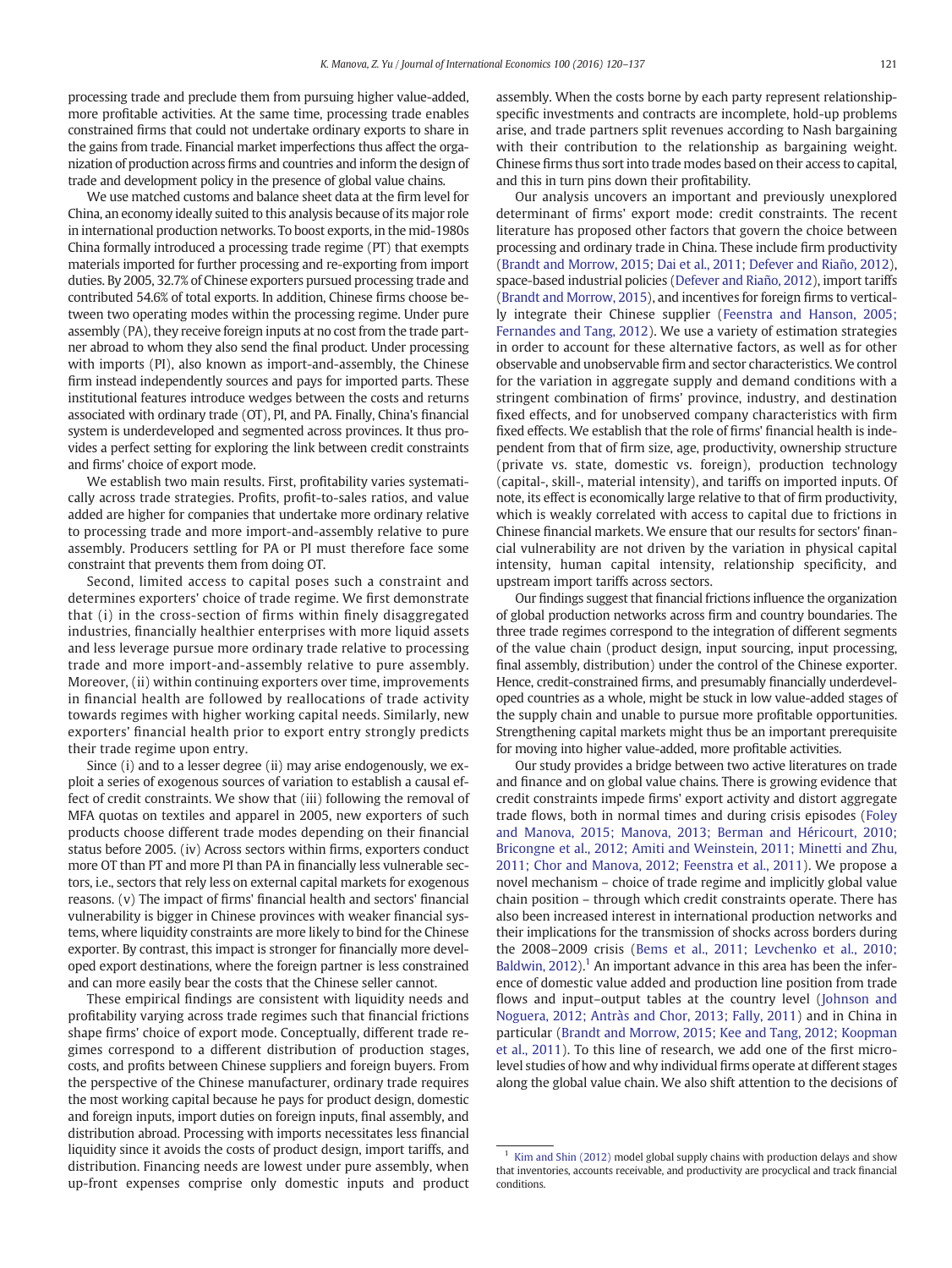processing trade and preclude them from pursuing higher value-added, more profitable activities. At the same time, processing trade enables constrained firms that could not undertake ordinary exports to share in the gains from trade. Financial market imperfections thus affect the organization of production across firms and countries and inform the design of trade and development policy in the presence of global value chains.

We use matched customs and balance sheet data at the firm level for China, an economy ideally suited to this analysis because of its major role in international production networks. To boost exports, in the mid-1980s China formally introduced a processing trade regime (PT) that exempts materials imported for further processing and re-exporting from import duties. By 2005, 32.7% of Chinese exporters pursued processing trade and contributed 54.6% of total exports. In addition, Chinese firms choose between two operating modes within the processing regime. Under pure assembly (PA), they receive foreign inputs at no cost from the trade partner abroad to whom they also send the final product. Under processing with imports (PI), also known as import-and-assembly, the Chinese firm instead independently sources and pays for imported parts. These institutional features introduce wedges between the costs and returns associated with ordinary trade (OT), PI, and PA. Finally, China's financial system is underdeveloped and segmented across provinces. It thus provides a perfect setting for exploring the link between credit constraints and firms' choice of export mode.

We establish two main results. First, profitability varies systematically across trade strategies. Profits, profit-to-sales ratios, and value added are higher for companies that undertake more ordinary relative to processing trade and more import-and-assembly relative to pure assembly. Producers settling for PA or PI must therefore face some constraint that prevents them from doing OT.

Second, limited access to capital poses such a constraint and determines exporters' choice of trade regime. We first demonstrate that (i) in the cross-section of firms within finely disaggregated industries, financially healthier enterprises with more liquid assets and less leverage pursue more ordinary trade relative to processing trade and more import-and-assembly relative to pure assembly. Moreover, (ii) within continuing exporters over time, improvements in financial health are followed by reallocations of trade activity towards regimes with higher working capital needs. Similarly, new exporters' financial health prior to export entry strongly predicts their trade regime upon entry.

Since (i) and to a lesser degree (ii) may arise endogenously, we exploit a series of exogenous sources of variation to establish a causal effect of credit constraints. We show that (iii) following the removal of MFA quotas on textiles and apparel in 2005, new exporters of such products choose different trade modes depending on their financial status before 2005. (iv) Across sectors within firms, exporters conduct more OT than PT and more PI than PA in financially less vulnerable sectors, i.e., sectors that rely less on external capital markets for exogenous reasons. (v) The impact of firms' financial health and sectors' financial vulnerability is bigger in Chinese provinces with weaker financial systems, where liquidity constraints are more likely to bind for the Chinese exporter. By contrast, this impact is stronger for financially more developed export destinations, where the foreign partner is less constrained and can more easily bear the costs that the Chinese seller cannot.

These empirical findings are consistent with liquidity needs and profitability varying across trade regimes such that financial frictions shape firms' choice of export mode. Conceptually, different trade regimes correspond to a different distribution of production stages, costs, and profits between Chinese suppliers and foreign buyers. From the perspective of the Chinese manufacturer, ordinary trade requires the most working capital because he pays for product design, domestic and foreign inputs, import duties on foreign inputs, final assembly, and distribution abroad. Processing with imports necessitates less financial liquidity since it avoids the costs of product design, import tariffs, and distribution. Financing needs are lowest under pure assembly, when up-front expenses comprise only domestic inputs and product assembly. When the costs borne by each party represent relationship-specific investments and contracts are incomplete, hold-up problems arise, and trade partners split revenues according to Nash bargaining with their contribution to the relationship as bargaining weight. Chinese firms thus sort into trade modes based on their access to capital, and this in turn pins down their profitability.

Our analysis uncovers an important and previously unexplored determinant of firms' export mode: credit constraints. The recent literature has proposed other factors that govern the choice between processing and ordinary trade in China. These include firm productivity (Brandt and Morrow, 2015; Dai et al., 2011; Defever and Riaño, 2012), space-based industrial policies (Defever and Riaño, 2012), import tariffs (Brandt and Morrow, 2015), and incentives for foreign firms to vertically integrate their Chinese supplier (Feenstra and Hanson, 2005; Fernandes and Tang, 2012). We use a variety of estimation strategies in order to account for these alternative factors, as well as for other observable and unobservable firm and sector characteristics. We control for the variation in aggregate supply and demand conditions with a stringent combination of firms' province, industry, and destination fixed effects, and for unobserved company characteristics with firm fixed effects. We establish that the role of firms' financial health is independent from that of firm size, age, productivity, ownership structure (private vs. state, domestic vs. foreign), production technology (capital-, skill-, material intensity), and tariffs on imported inputs. Of note, its effect is economically large relative to that of firm productivity, which is weakly correlated with access to capital due to frictions in Chinese financial markets. We ensure that our results for sectors' financial vulnerability are not driven by the variation in physical capital intensity, human capital intensity, relationship specificity, and upstream import tariffs across sectors.

Our findings suggest that financial frictions influence the organization of global production networks across firm and country boundaries. The three trade regimes correspond to the integration of different segments of the value chain (product design, input sourcing, input processing, final assembly, distribution) under the control of the Chinese exporter. Hence, credit-constrained firms, and presumably financially underdeveloped countries as a whole, might be stuck in low value-added stages of the supply chain and unable to pursue more profitable opportunities. Strengthening capital markets might thus be an important prerequisite for moving into higher value-added, more profitable activities.

Our study provides a bridge between two active literatures on trade and finance and on global value chains. There is growing evidence that credit constraints impede firms' export activity and distort aggregate trade flows, both in normal times and during crisis episodes (Foley and Manova, 2015; Manova, 2013; Berman and Héricourt, 2010; Bricongne et al., 2012; Amiti and Weinstein, 2011; Minetti and Zhu, 2011; Chor and Manova, 2012; Feenstra et al., 2011). We propose a novel mechanism – choice of trade regime and implicitly global value chain position – through which credit constraints operate. There has also been increased interest in international production networks and their implications for the transmission of shocks across borders during the 2008–2009 crisis (Bems et al., 2011; Levchenko et al., 2010; Baldwin, 2012).[1] An important advance in this area has been the inference of domestic value added and production line position from trade flows and input–output tables at the country level (Johnson and Noguera, 2012; Antràs and Chor, 2013; Fally, 2011) and in China in particular (Brandt and Morrow, 2015; Kee and Tang, 2012; Koopman et al., 2011). To this line of research, we add one of the first micro-level studies of how and why individual firms operate at different stages along the global value chain. We also shift attention to the decisions of

[1] Kim and Shin (2012) model global supply chains with production delays and show that inventories, accounts receivable, and productivity are procyclical and track financial conditions.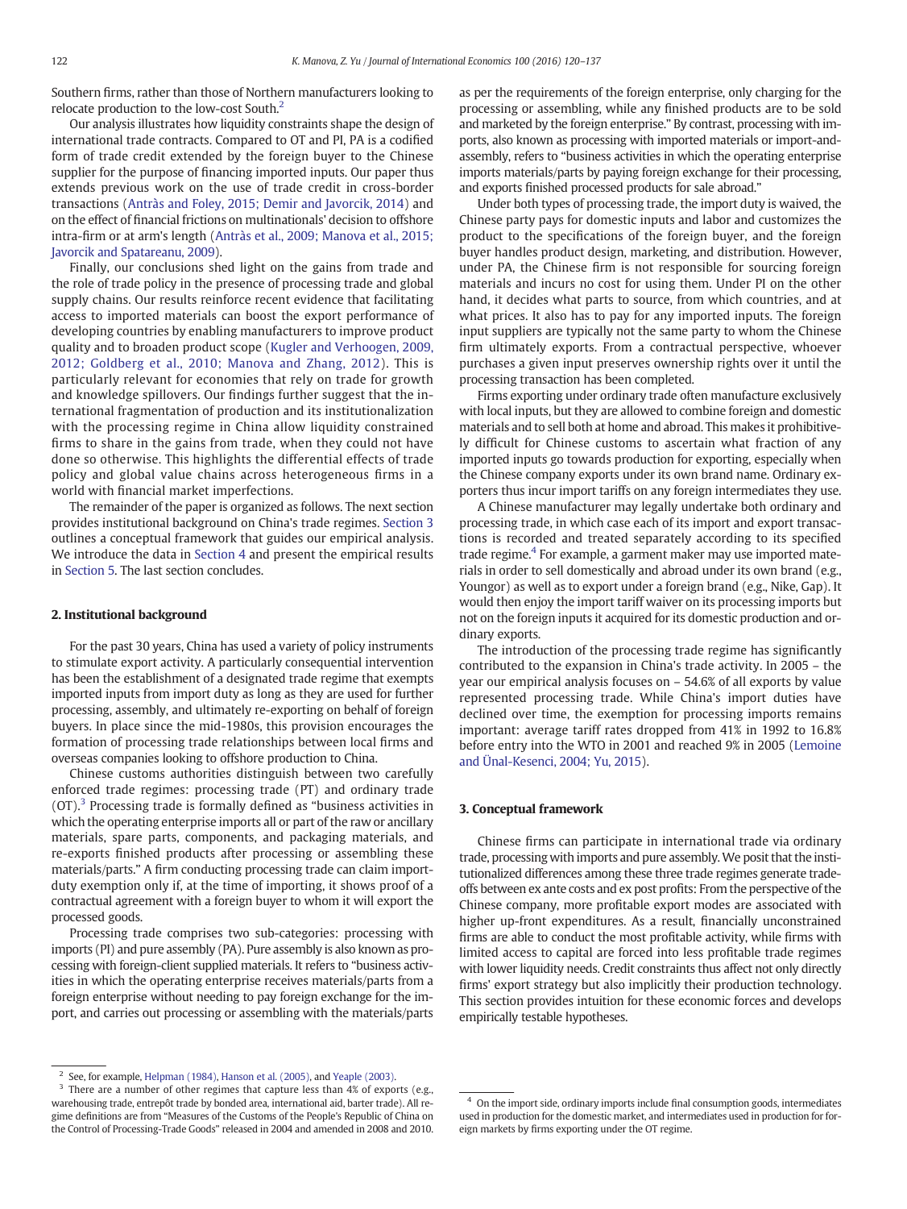Southern firms, rather than those of Northern manufacturers looking to relocate production to the low-cost South.[2]

Our analysis illustrates how liquidity constraints shape the design of international trade contracts. Compared to OT and PI, PA is a codified form of trade credit extended by the foreign buyer to the Chinese supplier for the purpose of financing imported inputs. Our paper thus extends previous work on the use of trade credit in cross-border transactions (Antràs and Foley, 2015; Demir and Javorcik, 2014) and on the effect of financial frictions on multinationals' decision to offshore intra-firm or at arm's length (Antràs et al., 2009; Manova et al., 2015; Javorcik and Spatareanu, 2009).

Finally, our conclusions shed light on the gains from trade and the role of trade policy in the presence of processing trade and global supply chains. Our results reinforce recent evidence that facilitating access to imported materials can boost the export performance of developing countries by enabling manufacturers to improve product quality and to broaden product scope (Kugler and Verhoogen, 2009, 2012; Goldberg et al., 2010; Manova and Zhang, 2012). This is particularly relevant for economies that rely on trade for growth and knowledge spillovers. Our findings further suggest that the international fragmentation of production and its institutionalization with the processing regime in China allow liquidity constrained firms to share in the gains from trade, when they could not have done so otherwise. This highlights the differential effects of trade policy and global value chains across heterogeneous firms in a world with financial market imperfections.

The remainder of the paper is organized as follows. The next section provides institutional background on China's trade regimes. Section 3 outlines a conceptual framework that guides our empirical analysis. We introduce the data in Section 4 and present the empirical results in Section 5. The last section concludes.

## 2. Institutional background

For the past 30 years, China has used a variety of policy instruments to stimulate export activity. A particularly consequential intervention has been the establishment of a designated trade regime that exempts imported inputs from import duty as long as they are used for further processing, assembly, and ultimately re-exporting on behalf of foreign buyers. In place since the mid-1980s, this provision encourages the formation of processing trade relationships between local firms and overseas companies looking to offshore production to China.

Chinese customs authorities distinguish between two carefully enforced trade regimes: processing trade (PT) and ordinary trade (OT).[3] Processing trade is formally defined as "business activities in which the operating enterprise imports all or part of the raw or ancillary materials, spare parts, components, and packaging materials, and re-exports finished products after processing or assembling these materials/parts." A firm conducting processing trade can claim import-duty exemption only if, at the time of importing, it shows proof of a contractual agreement with a foreign buyer to whom it will export the processed goods.

Processing trade comprises two sub-categories: processing with imports (PI) and pure assembly (PA). Pure assembly is also known as processing with foreign-client supplied materials. It refers to "business activities in which the operating enterprise receives materials/parts from a foreign enterprise without needing to pay foreign exchange for the import, and carries out processing or assembling with the materials/parts as per the requirements of the foreign enterprise, only charging for the processing or assembling, while any finished products are to be sold and marketed by the foreign enterprise." By contrast, processing with imports, also known as processing with imported materials or import-and-assembly, refers to "business activities in which the operating enterprise imports materials/parts by paying foreign exchange for their processing, and exports finished processed products for sale abroad."

Under both types of processing trade, the import duty is waived, the Chinese party pays for domestic inputs and labor and customizes the product to the specifications of the foreign buyer, and the foreign buyer handles product design, marketing, and distribution. However, under PA, the Chinese firm is not responsible for sourcing foreign materials and incurs no cost for using them. Under PI on the other hand, it decides what parts to source, from which countries, and at what prices. It also has to pay for any imported inputs. The foreign input suppliers are typically not the same party to whom the Chinese firm ultimately exports. From a contractual perspective, whoever purchases a given input preserves ownership rights over it until the processing transaction has been completed.

Firms exporting under ordinary trade often manufacture exclusively with local inputs, but they are allowed to combine foreign and domestic materials and to sell both at home and abroad. This makes it prohibitively difficult for Chinese customs to ascertain what fraction of any imported inputs go towards production for exporting, especially when the Chinese company exports under its own brand name. Ordinary exporters thus incur import tariffs on any foreign intermediates they use.

A Chinese manufacturer may legally undertake both ordinary and processing trade, in which case each of its import and export transactions is recorded and treated separately according to its specified trade regime.[4] For example, a garment maker may use imported materials in order to sell domestically and abroad under its own brand (e.g., Youngor) as well as to export under a foreign brand (e.g., Nike, Gap). It would then enjoy the import tariff waiver on its processing imports but not on the foreign inputs it acquired for its domestic production and ordinary exports.

The introduction of the processing trade regime has significantly contributed to the expansion in China's trade activity. In 2005 – the year our empirical analysis focuses on – 54.6% of all exports by value represented processing trade. While China's import duties have declined over time, the exemption for processing imports remains important: average tariff rates dropped from 41% in 1992 to 16.8% before entry into the WTO in 2001 and reached 9% in 2005 (Lemoine and Ünal-Kesenci, 2004; Yu, 2015).

## 3. Conceptual framework

Chinese firms can participate in international trade via ordinary trade, processing with imports and pure assembly. We posit that the institutionalized differences among these three trade regimes generate trade-offs between ex ante costs and ex post profits: From the perspective of the Chinese company, more profitable export modes are associated with higher up-front expenditures. As a result, financially unconstrained firms are able to conduct the most profitable activity, while firms with limited access to capital are forced into less profitable trade regimes with lower liquidity needs. Credit constraints thus affect not only directly firms' export strategy but also implicitly their production technology. This section provides intuition for these economic forces and develops empirically testable hypotheses.

---

[2] See, for example, Helpman (1984), Hanson et al. (2005), and Yeaple (2003).

[3] There are a number of other regimes that capture less than 4% of exports (e.g., warehousing trade, entrepôt trade by bonded area, international aid, barter trade). All regime definitions are from "Measures of the Customs of the People's Republic of China on the Control of Processing-Trade Goods" released in 2004 and amended in 2008 and 2010.

[4] On the import side, ordinary imports include final consumption goods, intermediates used in production for the domestic market, and intermediates used in production for foreign markets by firms exporting under the OT regime.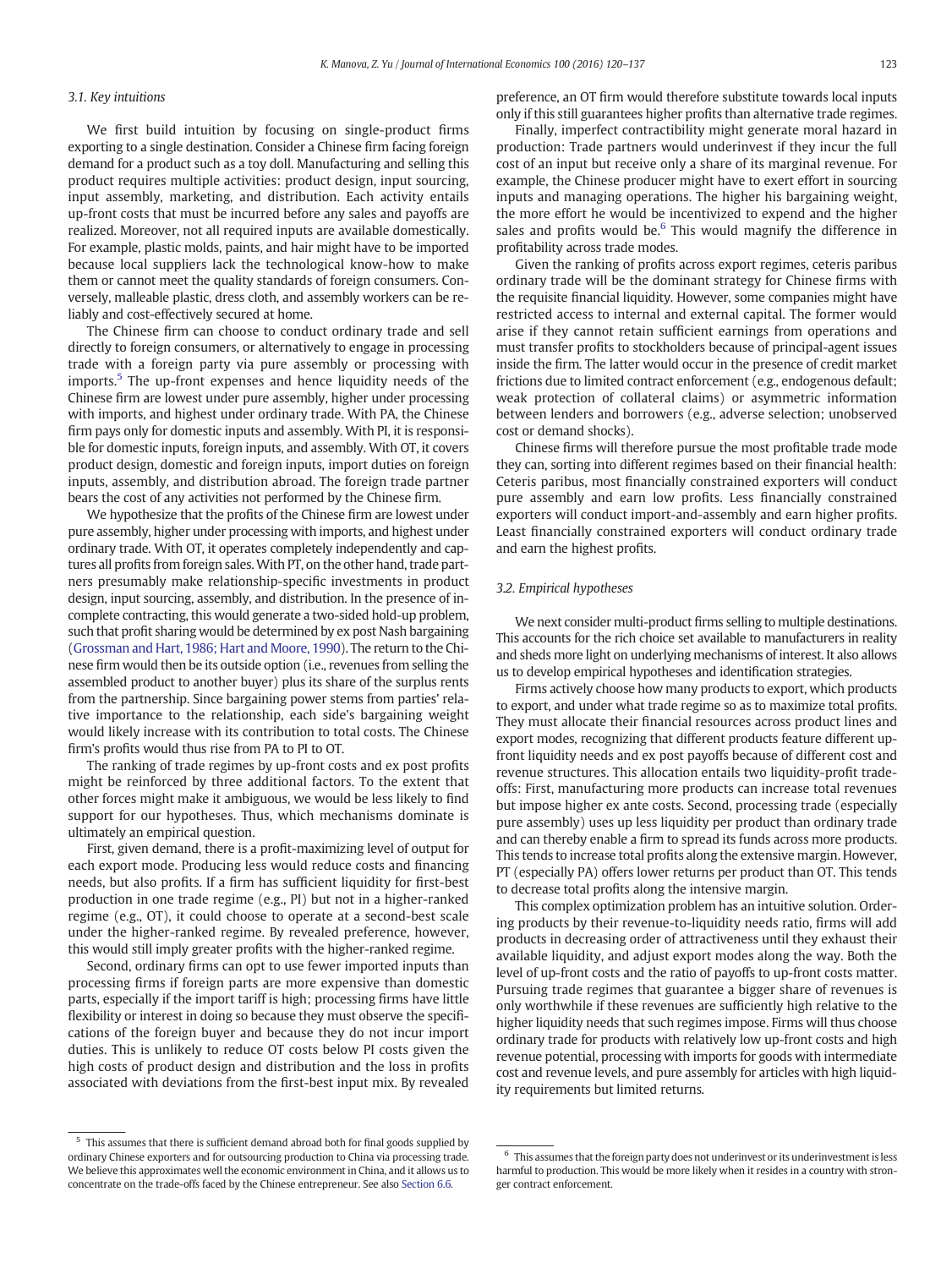### 3.1. Key intuitions

We first build intuition by focusing on single-product firms exporting to a single destination. Consider a Chinese firm facing foreign demand for a product such as a toy doll. Manufacturing and selling this product requires multiple activities: product design, input sourcing, input assembly, marketing, and distribution. Each activity entails up-front costs that must be incurred before any sales and payoffs are realized. Moreover, not all required inputs are available domestically. For example, plastic molds, paints, and hair might have to be imported because local suppliers lack the technological know-how to make them or cannot meet the quality standards of foreign consumers. Conversely, malleable plastic, dress cloth, and assembly workers can be reliably and cost-effectively secured at home.

The Chinese firm can choose to conduct ordinary trade and sell directly to foreign consumers, or alternatively to engage in processing trade with a foreign party via pure assembly or processing with imports.[5] The up-front expenses and hence liquidity needs of the Chinese firm are lowest under pure assembly, higher under processing with imports, and highest under ordinary trade. With PA, the Chinese firm pays only for domestic inputs and assembly. With PI, it is responsible for domestic inputs, foreign inputs, and assembly. With OT, it covers product design, domestic and foreign inputs, import duties on foreign inputs, assembly, and distribution abroad. The foreign trade partner bears the cost of any activities not performed by the Chinese firm.

We hypothesize that the profits of the Chinese firm are lowest under pure assembly, higher under processing with imports, and highest under ordinary trade. With OT, it operates completely independently and captures all profits from foreign sales. With PT, on the other hand, trade partners presumably make relationship-specific investments in product design, input sourcing, assembly, and distribution. In the presence of incomplete contracting, this would generate a two-sided hold-up problem, such that profit sharing would be determined by ex post Nash bargaining (Grossman and Hart, 1986; Hart and Moore, 1990). The return to the Chinese firm would then be its outside option (i.e., revenues from selling the assembled product to another buyer) plus its share of the surplus rents from the partnership. Since bargaining power stems from parties' relative importance to the relationship, each side's bargaining weight would likely increase with its contribution to total costs. The Chinese firm's profits would thus rise from PA to PI to OT.

The ranking of trade regimes by up-front costs and ex post profits might be reinforced by three additional factors. To the extent that other forces might make it ambiguous, we would be less likely to find support for our hypotheses. Thus, which mechanisms dominate is ultimately an empirical question.

First, given demand, there is a profit-maximizing level of output for each export mode. Producing less would reduce costs and financing needs, but also profits. If a firm has sufficient liquidity for first-best production in one trade regime (e.g., PI) but not in a higher-ranked regime (e.g., OT), it could choose to operate at a second-best scale under the higher-ranked regime. By revealed preference, however, this would still imply greater profits with the higher-ranked regime.

Second, ordinary firms can opt to use fewer imported inputs than processing firms if foreign parts are more expensive than domestic parts, especially if the import tariff is high; processing firms have little flexibility or interest in doing so because they must observe the specifications of the foreign buyer and because they do not incur import duties. This is unlikely to reduce OT costs below PI costs given the high costs of product design and distribution and the loss in profits associated with deviations from the first-best input mix. By revealed preference, an OT firm would therefore substitute towards local inputs only if this still guarantees higher profits than alternative trade regimes.

Finally, imperfect contractibility might generate moral hazard in production: Trade partners would underinvest if they incur the full cost of an input but receive only a share of its marginal revenue. For example, the Chinese producer might have to exert effort in sourcing inputs and managing operations. The higher his bargaining weight, the more effort he would be incentivized to expend and the higher sales and profits would be.[6] This would magnify the difference in profitability across trade modes.

Given the ranking of profits across export regimes, ceteris paribus ordinary trade will be the dominant strategy for Chinese firms with the requisite financial liquidity. However, some companies might have restricted access to internal and external capital. The former would arise if they cannot retain sufficient earnings from operations and must transfer profits to stockholders because of principal-agent issues inside the firm. The latter would occur in the presence of credit market frictions due to limited contract enforcement (e.g., endogenous default; weak protection of collateral claims) or asymmetric information between lenders and borrowers (e.g., adverse selection; unobserved cost or demand shocks).

Chinese firms will therefore pursue the most profitable trade mode they can, sorting into different regimes based on their financial health: Ceteris paribus, most financially constrained exporters will conduct pure assembly and earn low profits. Less financially constrained exporters will conduct import-and-assembly and earn higher profits. Least financially constrained exporters will conduct ordinary trade and earn the highest profits.

### 3.2. Empirical hypotheses

We next consider multi-product firms selling to multiple destinations. This accounts for the rich choice set available to manufacturers in reality and sheds more light on underlying mechanisms of interest. It also allows us to develop empirical hypotheses and identification strategies.

Firms actively choose how many products to export, which products to export, and under what trade regime so as to maximize total profits. They must allocate their financial resources across product lines and export modes, recognizing that different products feature different up-front liquidity needs and ex post payoffs because of different cost and revenue structures. This allocation entails two liquidity-profit trade-offs: First, manufacturing more products can increase total revenues but impose higher ex ante costs. Second, processing trade (especially pure assembly) uses up less liquidity per product than ordinary trade and can thereby enable a firm to spread its funds across more products. This tends to increase total profits along the extensive margin. However, PT (especially PA) offers lower returns per product than OT. This tends to decrease total profits along the intensive margin.

This complex optimization problem has an intuitive solution. Ordering products by their revenue-to-liquidity needs ratio, firms will add products in decreasing order of attractiveness until they exhaust their available liquidity, and adjust export modes along the way. Both the level of up-front costs and the ratio of payoffs to up-front costs matter. Pursuing trade regimes that guarantee a bigger share of revenues is only worthwhile if these revenues are sufficiently high relative to the higher liquidity needs that such regimes impose. Firms will thus choose ordinary trade for products with relatively low up-front costs and high revenue potential, processing with imports for goods with intermediate cost and revenue levels, and pure assembly for articles with high liquidity requirements but limited returns.

---

[5] This assumes that there is sufficient demand abroad both for final goods supplied by ordinary Chinese exporters and for outsourcing production to China via processing trade. We believe this approximates well the economic environment in China, and it allows us to concentrate on the trade-offs faced by the Chinese entrepreneur. See also Section 6.6.

[6] This assumes that the foreign party does not underinvest or its underinvestment is less harmful to production. This would be more likely when it resides in a country with stronger contract enforcement.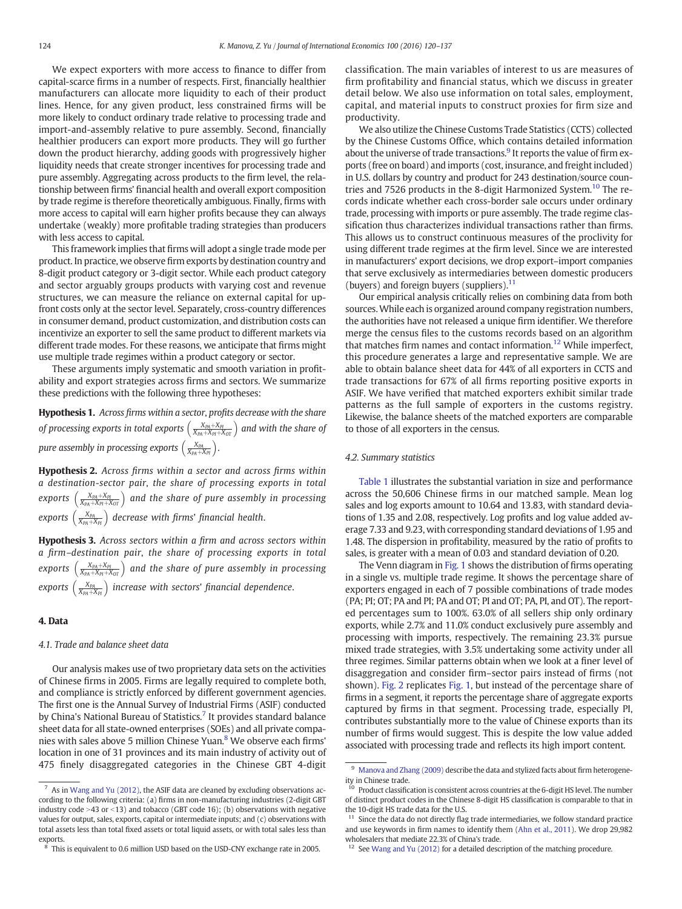We expect exporters with more access to finance to differ from capital-scarce firms in a number of respects. First, financially healthier manufacturers can allocate more liquidity to each of their product lines. Hence, for any given product, less constrained firms will be more likely to conduct ordinary trade relative to processing trade and import-and-assembly relative to pure assembly. Second, financially healthier producers can export more products. They will go further down the product hierarchy, adding goods with progressively higher liquidity needs that create stronger incentives for processing trade and pure assembly. Aggregating across products to the firm level, the relationship between firms' financial health and overall export composition by trade regime is therefore theoretically ambiguous. Finally, firms with more access to capital will earn higher profits because they can always undertake (weakly) more profitable trading strategies than producers with less access to capital.

This framework implies that firms will adopt a single trade mode per product. In practice, we observe firm exports by destination country and 8-digit product category or 3-digit sector. While each product category and sector arguably groups products with varying cost and revenue structures, we can measure the reliance on external capital for up-front costs only at the sector level. Separately, cross-country differences in consumer demand, product customization, and distribution costs can incentivize an exporter to sell the same product to different markets via different trade modes. For these reasons, we anticipate that firms might use multiple trade regimes within a product category or sector.

These arguments imply systematic and smooth variation in profitability and export strategies across firms and sectors. We summarize these predictions with the following three hypotheses:

**Hypothesis 1.** *Across firms within a sector, profits decrease with the share of processing exports in total exports* $\left(\frac{X_{PA}+X_{PI}}{X_{PA}+X_{PI}+X_{OT}}\right)$ *and with the share of pure assembly in processing exports* $\left(\frac{X_{PA}}{X_{PA}+X_{PI}}\right)$.

**Hypothesis 2.** *Across firms within a sector and across firms within a destination-sector pair, the share of processing exports in total exports* $\left(\frac{X_{PA}+X_{PI}}{X_{PA}+X_{PI}+X_{OT}}\right)$ *and the share of pure assembly in processing exports* $\left(\frac{X_{PA}}{X_{PA}+X_{PI}}\right)$ *decrease with firms' financial health.*

**Hypothesis 3.** *Across sectors within a firm and across sectors within a firm–destination pair, the share of processing exports in total exports* $\left(\frac{X_{PA}+X_{PI}}{X_{PA}+X_{PI}+X_{OT}}\right)$ *and the share of pure assembly in processing exports* $\left(\frac{X_{PA}}{X_{PA}+X_{PI}}\right)$ *increase with sectors' financial dependence.*

## 4. Data

### 4.1. Trade and balance sheet data

Our analysis makes use of two proprietary data sets on the activities of Chinese firms in 2005. Firms are legally required to complete both, and compliance is strictly enforced by different government agencies. The first one is the Annual Survey of Industrial Firms (ASIF) conducted by China's National Bureau of Statistics.[7] It provides standard balance sheet data for all state-owned enterprises (SOEs) and all private companies with sales above 5 million Chinese Yuan.[8] We observe each firms' location in one of 31 provinces and its main industry of activity out of 475 finely disaggregated categories in the Chinese GBT 4-digit classification. The main variables of interest to us are measures of firm profitability and financial status, which we discuss in greater detail below. We also use information on total sales, employment, capital, and material inputs to construct proxies for firm size and productivity.

We also utilize the Chinese Customs Trade Statistics (CCTS) collected by the Chinese Customs Office, which contains detailed information about the universe of trade transactions.[9] It reports the value of firm exports (free on board) and imports (cost, insurance, and freight included) in U.S. dollars by country and product for 243 destination/source countries and 7526 products in the 8-digit Harmonized System.[10] The records indicate whether each cross-border sale occurs under ordinary trade, processing with imports or pure assembly. The trade regime classification thus characterizes individual transactions rather than firms. This allows us to construct continuous measures of the proclivity for using different trade regimes at the firm level. Since we are interested in manufacturers' export decisions, we drop export–import companies that serve exclusively as intermediaries between domestic producers (buyers) and foreign buyers (suppliers).[11]

Our empirical analysis critically relies on combining data from both sources. While each is organized around company registration numbers, the authorities have not released a unique firm identifier. We therefore merge the census files to the customs records based on an algorithm that matches firm names and contact information.[12] While imperfect, this procedure generates a large and representative sample. We are able to obtain balance sheet data for 44% of all exporters in CCTS and trade transactions for 67% of all firms reporting positive exports in ASIF. We have verified that matched exporters exhibit similar trade patterns as the full sample of exporters in the customs registry. Likewise, the balance sheets of the matched exporters are comparable to those of all exporters in the census.

### 4.2. Summary statistics

Table 1 illustrates the substantial variation in size and performance across the 50,606 Chinese firms in our matched sample. Mean log sales and log exports amount to 10.64 and 13.83, with standard deviations of 1.35 and 2.08, respectively. Log profits and log value added average 7.33 and 9.23, with corresponding standard deviations of 1.95 and 1.48. The dispersion in profitability, measured by the ratio of profits to sales, is greater with a mean of 0.03 and standard deviation of 0.20.

The Venn diagram in Fig. 1 shows the distribution of firms operating in a single vs. multiple trade regime. It shows the percentage share of exporters engaged in each of 7 possible combinations of trade modes (PA; PI; OT; PA and PI; PA and OT; PI and OT; PA, PI, and OT). The reported percentages sum to 100%. 63.0% of all sellers ship only ordinary exports, while 2.7% and 11.0% conduct exclusively pure assembly and processing with imports, respectively. The remaining 23.3% pursue mixed trade strategies, with 3.5% undertaking some activity under all three regimes. Similar patterns obtain when we look at a finer level of disaggregation and consider firm–sector pairs instead of firms (not shown). Fig. 2 replicates Fig. 1, but instead of the percentage share of firms in a segment, it reports the percentage share of aggregate exports captured by firms in that segment. Processing trade, especially PI, contributes substantially more to the value of Chinese exports than its number of firms would suggest. This is despite the low value added associated with processing trade and reflects its high import content.

---

[7] As in Wang and Yu (2012), the ASIF data are cleaned by excluding observations according to the following criteria: (a) firms in non-manufacturing industries (2-digit GBT industry code >43 or <13) and tobacco (GBT code 16); (b) observations with negative values for output, sales, exports, capital or intermediate inputs; and (c) observations with total assets less than total fixed assets or total liquid assets, or with total sales less than exports.

[8] This is equivalent to 0.6 million USD based on the USD-CNY exchange rate in 2005.

[9] Manova and Zhang (2009) describe the data and stylized facts about firm heterogeneity in Chinese trade.

[10] Product classification is consistent across countries at the 6-digit HS level. The number of distinct product codes in the Chinese 8-digit HS classification is comparable to that in the 10-digit HS trade data for the U.S.

[11] Since the data do not directly flag trade intermediaries, we follow standard practice and use keywords in firm names to identify them (Ahn et al., 2011). We drop 29,982 wholesalers that mediate 22.3% of China's trade.

[12] See Wang and Yu (2012) for a detailed description of the matching procedure.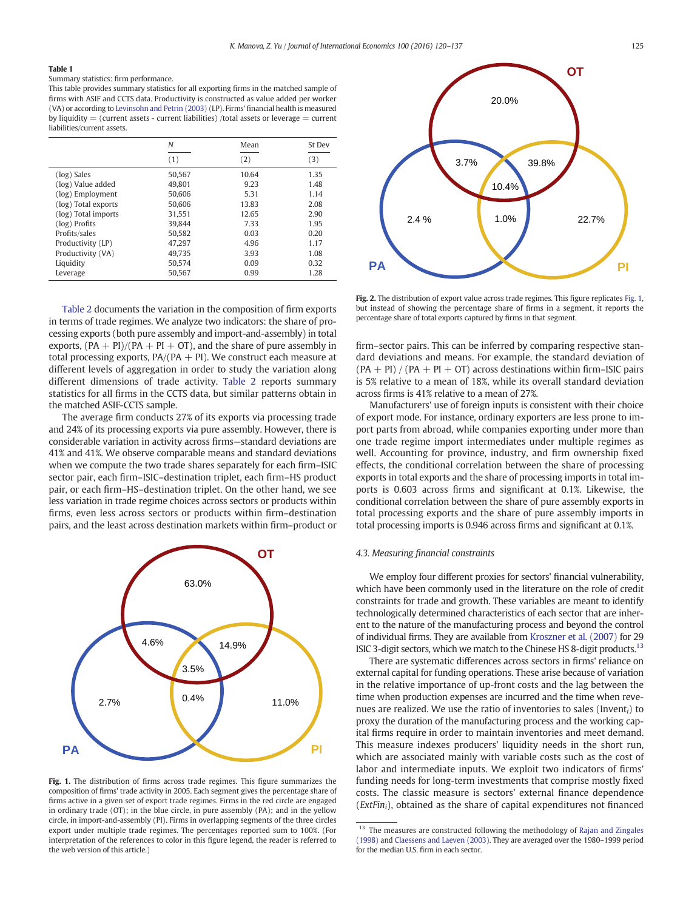**Table 1**

Summary statistics: firm performance.

This table provides summary statistics for all exporting firms in the matched sample of firms with ASIF and CCTS data. Productivity is constructed as value added per worker (VA) or according to Levinsohn and Petrin (2003) (LP). Firms' financial health is measured by liquidity = (current assets - current liabilities) /total assets or leverage = current liabilities/current assets.

| | N | Mean | St Dev |
|---|---|---|---|
| | (1) | (2) | (3) |
| (log) Sales | 50,567 | 10.64 | 1.35 |
| (log) Value added | 49,801 | 9.23 | 1.48 |
| (log) Employment | 50,606 | 5.31 | 1.14 |
| (log) Total exports | 50,606 | 13.83 | 2.08 |
| (log) Total imports | 31,551 | 12.65 | 2.90 |
| (log) Profits | 39,844 | 7.33 | 1.95 |
| Profits/sales | 50,582 | 0.03 | 0.20 |
| Productivity (LP) | 47,297 | 4.96 | 1.17 |
| Productivity (VA) | 49,735 | 3.93 | 1.08 |
| Liquidity | 50,574 | 0.09 | 0.32 |
| Leverage | 50,567 | 0.99 | 1.28 |

Table 2 documents the variation in the composition of firm exports in terms of trade regimes. We analyze two indicators: the share of processing exports (both pure assembly and import-and-assembly) in total exports, (PA + PI)/(PA + PI + OT), and the share of pure assembly in total processing exports, PA/(PA + PI). We construct each measure at different levels of aggregation in order to study the variation along different dimensions of trade activity. Table 2 reports summary statistics for all firms in the CCTS data, but similar patterns obtain in the matched ASIF-CCTS sample.

The average firm conducts 27% of its exports via processing trade and 24% of its processing exports via pure assembly. However, there is considerable variation in activity across firms—standard deviations are 41% and 41%. We observe comparable means and standard deviations when we compute the two trade shares separately for each firm–ISIC sector pair, each firm–ISIC–destination triplet, each firm–HS product pair, or each firm–HS–destination triplet. On the other hand, we see less variation in trade regime choices across sectors or products within firms, even less across sectors or products within firm–destination pairs, and the least across destination markets within firm–product or firm–sector pairs. This can be inferred by comparing respective standard deviations and means. For example, the standard deviation of (PA + PI) / (PA + PI + OT) across destinations within firm–ISIC pairs is 5% relative to a mean of 18%, while its overall standard deviation across firms is 41% relative to a mean of 27%.

Manufacturers' use of foreign inputs is consistent with their choice of export mode. For instance, ordinary exporters are less prone to import parts from abroad, while companies exporting under more than one trade regime import intermediates under multiple regimes as well. Accounting for province, industry, and firm ownership fixed effects, the conditional correlation between the share of processing exports in total exports and the share of processing imports in total imports is 0.603 across firms and significant at 0.1%. Likewise, the conditional correlation between the share of pure assembly exports in total processing exports and the share of pure assembly imports in total processing imports is 0.946 across firms and significant at 0.1%.

**Fig. 1.** The distribution of firms across trade regimes. This figure summarizes the composition of firms' trade activity in 2005. Each segment gives the percentage share of firms active in a given set of export trade regimes. Firms in the red circle are engaged in ordinary trade (OT); in the blue circle, in pure assembly (PA); and in the yellow circle, in import-and-assembly (PI). Firms in overlapping segments of the three circles export under multiple trade regimes. The percentages reported sum to 100%. (For interpretation of the references to color in this figure legend, the reader is referred to the web version of this article.)

**Fig. 2.** The distribution of export value across trade regimes. This figure replicates Fig. 1, but instead of showing the percentage share of firms in a segment, it reports the percentage share of total exports captured by firms in that segment.

### 4.3. Measuring financial constraints

We employ four different proxies for sectors' financial vulnerability, which have been commonly used in the literature on the role of credit constraints for trade and growth. These variables are meant to identify technologically determined characteristics of each sector that are inherent to the nature of the manufacturing process and beyond the control of individual firms. They are available from Kroszner et al. (2007) for 29 ISIC 3-digit sectors, which we match to the Chinese HS 8-digit products.[13]

There are systematic differences across sectors in firms' reliance on external capital for funding operations. These arise because of variation in the relative importance of up-front costs and the lag between the time when production expenses are incurred and the time when revenues are realized. We use the ratio of inventories to sales ($Invent_i$) to proxy the duration of the manufacturing process and the working capital firms require in order to maintain inventories and meet demand. This measure indexes producers' liquidity needs in the short run, which are associated mainly with variable costs such as the cost of labor and intermediate inputs. We exploit two indicators of firms' funding needs for long-term investments that comprise mostly fixed costs. The classic measure is sectors' external finance dependence ($ExtFin_i$), obtained as the share of capital expenditures not financed

[13] The measures are constructed following the methodology of Rajan and Zingales (1998) and Claessens and Laeven (2003). They are averaged over the 1980–1999 period for the median U.S. firm in each sector.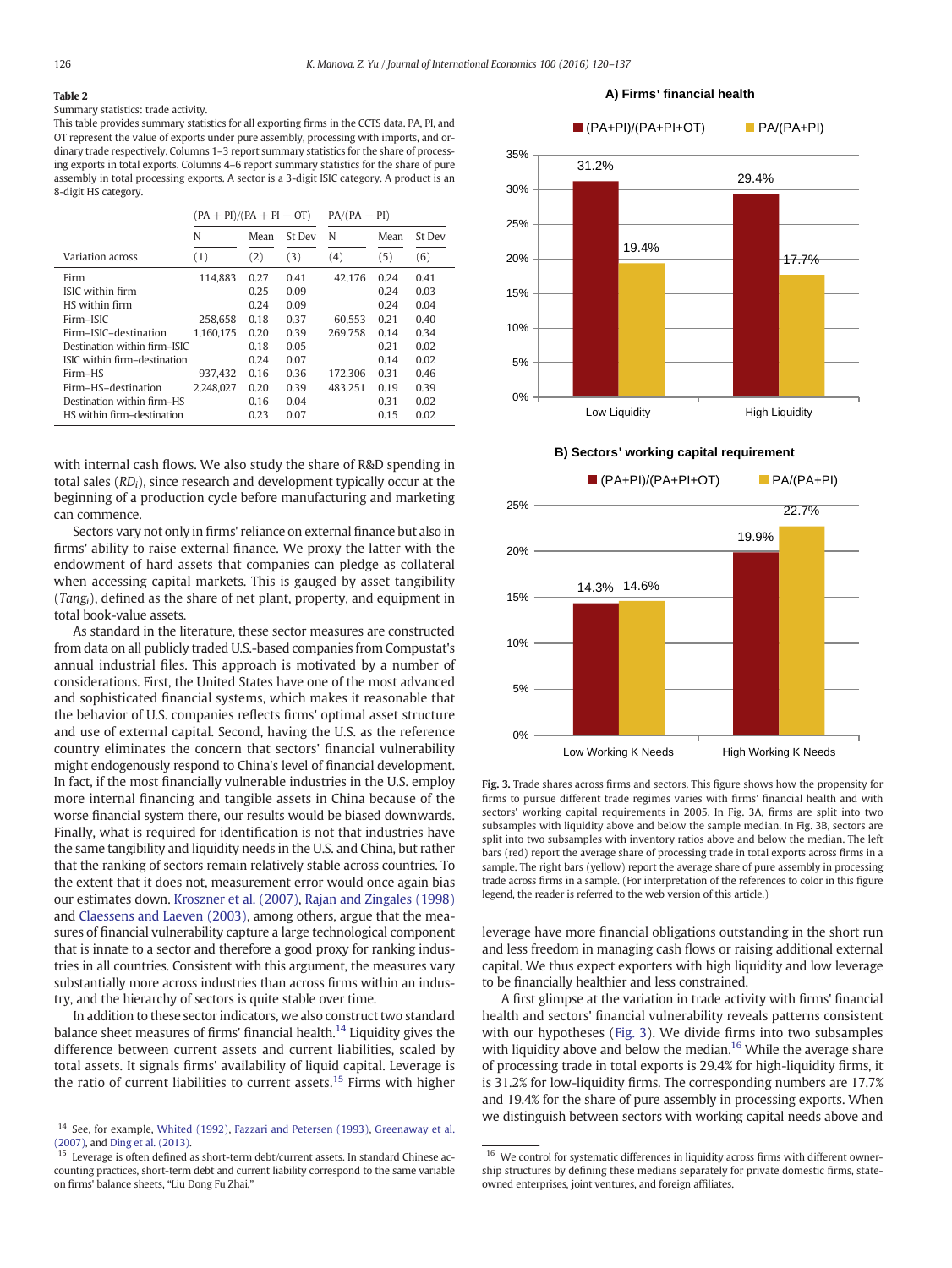**Table 2**

Summary statistics: trade activity.

This table provides summary statistics for all exporting firms in the CCTS data. PA, PI, and OT represent the value of exports under pure assembly, processing with imports, and ordinary trade respectively. Columns 1–3 report summary statistics for the share of processing exports in total exports. Columns 4–6 report summary statistics for the share of pure assembly in total processing exports. A sector is a 3-digit ISIC category. A product is an 8-digit HS category.

| | (PA + PI)/(PA + PI + OT) | | | PA/(PA + PI) | | |
|---|---|---|---|---|---|---|
| | N | Mean | St Dev | N | Mean | St Dev |
| Variation across | (1) | (2) | (3) | (4) | (5) | (6) |
| Firm | 114,883 | 0.27 | 0.41 | 42,176 | 0.24 | 0.41 |
| ISIC within firm | | 0.25 | 0.09 | | 0.24 | 0.03 |
| HS within firm | | 0.24 | 0.09 | | 0.24 | 0.04 |
| Firm–ISIC | 258,658 | 0.18 | 0.37 | 60,553 | 0.21 | 0.40 |
| Firm–ISIC–destination | 1,160,175 | 0.20 | 0.39 | 269,758 | 0.14 | 0.34 |
| Destination within firm–ISIC | | 0.18 | 0.05 | | 0.21 | 0.02 |
| ISIC within firm–destination | | 0.24 | 0.07 | | 0.14 | 0.02 |
| Firm–HS | 937,432 | 0.16 | 0.36 | 172,306 | 0.31 | 0.46 |
| Firm–HS–destination | 2,248,027 | 0.20 | 0.39 | 483,251 | 0.19 | 0.39 |
| Destination within firm–HS | | 0.16 | 0.04 | | 0.31 | 0.02 |
| HS within firm–destination | | 0.23 | 0.07 | | 0.15 | 0.02 |

with internal cash flows. We also study the share of R&D spending in total sales ($RD_i$), since research and development typically occur at the beginning of a production cycle before manufacturing and marketing can commence.

Sectors vary not only in firms' reliance on external finance but also in firms' ability to raise external finance. We proxy the latter with the endowment of hard assets that companies can pledge as collateral when accessing capital markets. This is gauged by asset tangibility ($Tang_i$), defined as the share of net plant, property, and equipment in total book-value assets.

As standard in the literature, these sector measures are constructed from data on all publicly traded U.S.-based companies from Compustat's annual industrial files. This approach is motivated by a number of considerations. First, the United States have one of the most advanced and sophisticated financial systems, which makes it reasonable that the behavior of U.S. companies reflects firms' optimal asset structure and use of external capital. Second, having the U.S. as the reference country eliminates the concern that sectors' financial vulnerability might endogenously respond to China's level of financial development. In fact, if the most financially vulnerable industries in the U.S. employ more internal financing and tangible assets in China because of the worse financial system there, our results would be biased downwards. Finally, what is required for identification is not that industries have the same tangibility and liquidity needs in the U.S. and China, but rather that the ranking of sectors remain relatively stable across countries. To the extent that it does not, measurement error would once again bias our estimates down. Kroszner et al. (2007), Rajan and Zingales (1998) and Claessens and Laeven (2003), among others, argue that the measures of financial vulnerability capture a large technological component that is innate to a sector and therefore a good proxy for ranking industries in all countries. Consistent with this argument, the measures vary substantially more across industries than across firms within an industry, and the hierarchy of sectors is quite stable over time.

In addition to these sector indicators, we also construct two standard balance sheet measures of firms' financial health.[14] Liquidity gives the difference between current assets and current liabilities, scaled by total assets. It signals firms' availability of liquid capital. Leverage is the ratio of current liabilities to current assets.[15] Firms with higher leverage have more financial obligations outstanding in the short run and less freedom in managing cash flows or raising additional external capital. We thus expect exporters with high liquidity and low leverage to be financially healthier and less constrained.

A first glimpse at the variation in trade activity with firms' financial health and sectors' financial vulnerability reveals patterns consistent with our hypotheses (Fig. 3). We divide firms into two subsamples with liquidity above and below the median.[16] While the average share of processing trade in total exports is 29.4% for high-liquidity firms, it is 31.2% for low-liquidity firms. The corresponding numbers are 17.7% and 19.4% for the share of pure assembly in processing exports. When we distinguish between sectors with working capital needs above and

**A) Firms' financial health**

| | (PA+PI)/(PA+PI+OT) | PA/(PA+PI) |
|---|---|---|
| Low Liquidity | 31.2% | 19.4% |
| High Liquidity | 29.4% | 17.7% |

**B) Sectors' working capital requirement**

| | (PA+PI)/(PA+PI+OT) | PA/(PA+PI) |
|---|---|---|
| Low Working K Needs | 14.3% | 14.6% |
| High Working K Needs | 19.9% | 22.7% |

**Fig. 3.** Trade shares across firms and sectors. This figure shows how the propensity for firms to pursue different trade regimes varies with firms' financial health and with sectors' working capital requirements in 2005. In Fig. 3A, firms are split into two subsamples with liquidity above and below the sample median. In Fig. 3B, sectors are split into two subsamples with inventory ratios above and below the median. The left bars (red) report the average share of processing trade in total exports across firms in a sample. The right bars (yellow) report the average share of pure assembly in processing trade across firms in a sample. (For interpretation of the references to color in this figure legend, the reader is referred to the web version of this article.)

---

[14] See, for example, Whited (1992), Fazzari and Petersen (1993), Greenaway et al. (2007), and Ding et al. (2013).

[15] Leverage is often defined as short-term debt/current assets. In standard Chinese accounting practices, short-term debt and current liability correspond to the same variable on firms' balance sheets, "Liu Dong Fu Zhai."

[16] We control for systematic differences in liquidity across firms with different ownership structures by defining these medians separately for private domestic firms, state-owned enterprises, joint ventures, and foreign affiliates.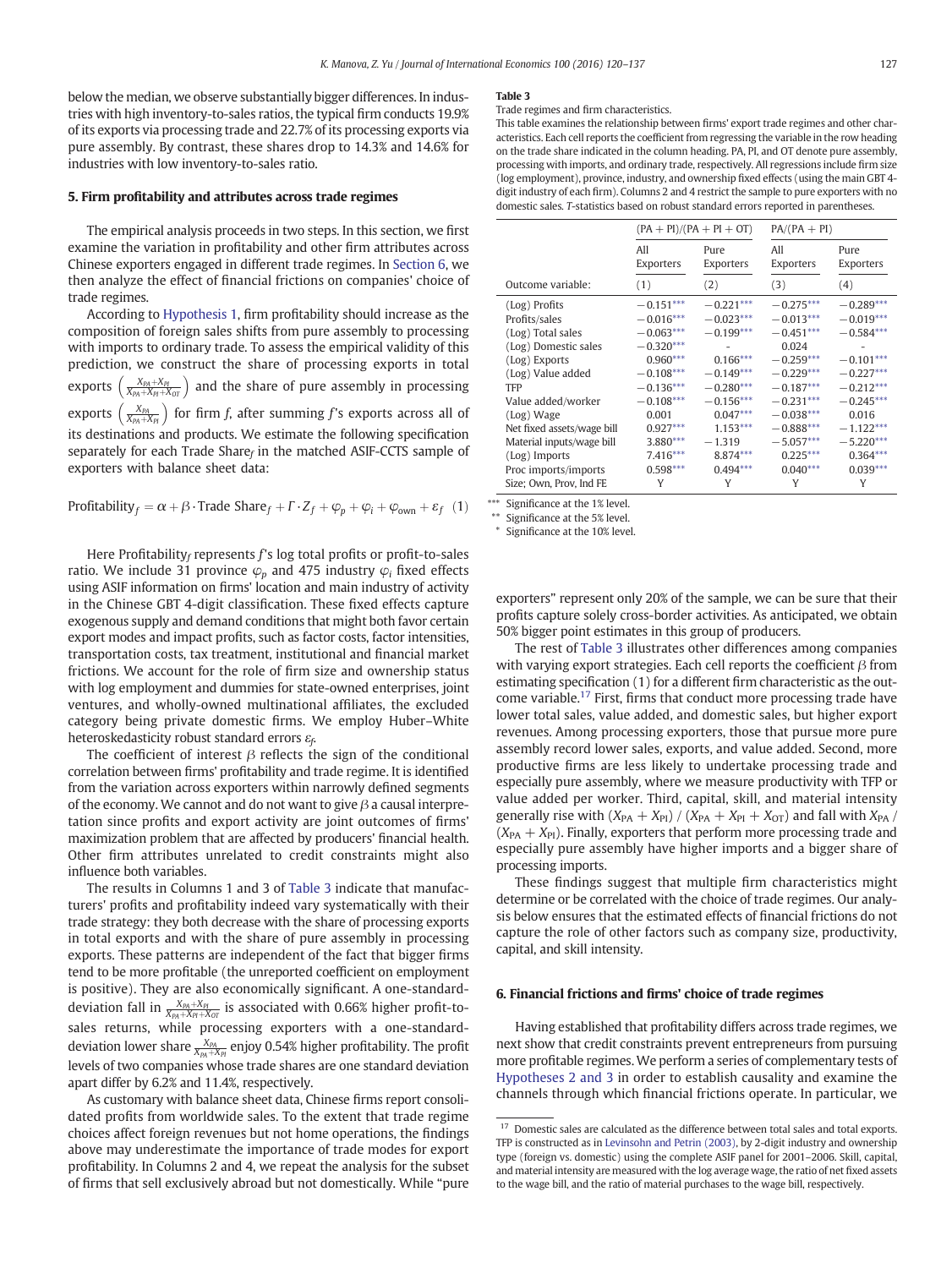below the median, we observe substantially bigger differences. In industries with high inventory-to-sales ratios, the typical firm conducts 19.9% of its exports via processing trade and 22.7% of its processing exports via pure assembly. By contrast, these shares drop to 14.3% and 14.6% for industries with low inventory-to-sales ratio.

## 5. Firm profitability and attributes across trade regimes

The empirical analysis proceeds in two steps. In this section, we first examine the variation in profitability and other firm attributes across Chinese exporters engaged in different trade regimes. In Section 6, we then analyze the effect of financial frictions on companies' choice of trade regimes.

According to Hypothesis 1, firm profitability should increase as the composition of foreign sales shifts from pure assembly to processing with imports to ordinary trade. To assess the empirical validity of this prediction, we construct the share of processing exports in total exports $\left(\frac{X_{PA}+X_{PI}}{X_{PA}+X_{PI}+X_{OT}}\right)$ and the share of pure assembly in processing exports $\left(\frac{X_{PA}}{X_{PA}+X_{PI}}\right)$ for firm $f$, after summing $f$'s exports across all of its destinations and products. We estimate the following specification separately for each Trade Share$_f$ in the matched ASIF-CCTS sample of exporters with balance sheet data:

$$\text{Profitability}_f = \alpha + \beta \cdot \text{Trade Share}_f + \Gamma \cdot Z_f + \varphi_p + \varphi_i + \varphi_{\text{own}} + \varepsilon_f \quad (1)$$

Here Profitability$_f$ represents $f$'s log total profits or profit-to-sales ratio. We include 31 province $\varphi_p$ and 475 industry $\varphi_i$ fixed effects using ASIF information on firms' location and main industry of activity in the Chinese GBT 4-digit classification. These fixed effects capture exogenous supply and demand conditions that might both favor certain export modes and impact profits, such as factor costs, factor intensities, transportation costs, tax treatment, institutional and financial market frictions. We account for the role of firm size and ownership status with log employment and dummies for state-owned enterprises, joint ventures, and wholly-owned multinational affiliates, the excluded category being private domestic firms. We employ Huber–White heteroskedasticity robust standard errors $\varepsilon_f$.

The coefficient of interest $\beta$ reflects the sign of the conditional correlation between firms' profitability and trade regime. It is identified from the variation across exporters within narrowly defined segments of the economy. We cannot and do not want to give $\beta$ a causal interpretation since profits and export activity are joint outcomes of firms' maximization problem that are affected by producers' financial health. Other firm attributes unrelated to credit constraints might also influence both variables.

The results in Columns 1 and 3 of Table 3 indicate that manufacturers' profits and profitability indeed vary systematically with their trade strategy: they both decrease with the share of processing exports in total exports and with the share of pure assembly in processing exports. These patterns are independent of the fact that bigger firms tend to be more profitable (the unreported coefficient on employment is positive). They are also economically significant. A one-standard-deviation fall in $\frac{X_{PA}+X_{PI}}{X_{PA}+X_{PI}+X_{OT}}$ is associated with 0.66% higher profit-to-sales returns, while processing exporters with a one-standard-deviation lower share $\frac{X_{PA}}{X_{PA}+X_{PI}}$ enjoy 0.54% higher profitability. The profit levels of two companies whose trade shares are one standard deviation apart differ by 6.2% and 11.4%, respectively.

As customary with balance sheet data, Chinese firms report consolidated profits from worldwide sales. To the extent that trade regime choices affect foreign revenues but not home operations, the findings above may underestimate the importance of trade modes for export profitability. In Columns 2 and 4, we repeat the analysis for the subset of firms that sell exclusively abroad but not domestically. While "pure exporters" represent only 20% of the sample, we can be sure that their profits capture solely cross-border activities. As anticipated, we obtain 50% bigger point estimates in this group of producers.

**Table 3**

Trade regimes and firm characteristics.

This table examines the relationship between firms' export trade regimes and other characteristics. Each cell reports the coefficient from regressing the variable in the row heading on the trade share indicated in the column heading. PA, PI, and OT denote pure assembly, processing with imports, and ordinary trade, respectively. All regressions include firm size (log employment), province, industry, and ownership fixed effects (using the main GBT 4-digit industry of each firm). Columns 2 and 4 restrict the sample to pure exporters with no domestic sales. T-statistics based on robust standard errors reported in parentheses.

| | (PA + PI)/(PA + PI + OT) | | PA/(PA + PI) | |
|---|---|---|---|---|
| | All Exporters | Pure Exporters | All Exporters | Pure Exporters |
| Outcome variable: | (1) | (2) | (3) | (4) |
| (Log) Profits | −0.151*** | −0.221*** | −0.275*** | −0.289*** |
| Profits/sales | −0.016*** | −0.023*** | −0.013*** | −0.019*** |
| (Log) Total sales | −0.063*** | −0.199*** | −0.451*** | −0.584*** |
| (Log) Domestic sales | −0.320*** | - | 0.024 | - |
| (Log) Exports | 0.960*** | 0.166*** | −0.259*** | −0.101*** |
| (Log) Value added | −0.108*** | −0.149*** | −0.229*** | −0.227*** |
| TFP | −0.136*** | −0.280*** | −0.187*** | −0.212*** |
| Value added/worker | −0.108*** | −0.156*** | −0.231*** | −0.245*** |
| (Log) Wage | 0.001 | 0.047*** | −0.038*** | 0.016 |
| Net fixed assets/wage bill | 0.927*** | 1.153*** | −0.888*** | −1.122*** |
| Material inputs/wage bill | 3.880*** | −1.319 | −5.057*** | −5.220*** |
| (Log) Imports | 7.416*** | 8.874*** | 0.225*** | 0.364*** |
| Proc imports/imports | 0.598*** | 0.494*** | 0.040*** | 0.039*** |
| Size; Own, Prov, Ind FE | Y | Y | Y | Y |

*** Significance at the 1% level.
** Significance at the 5% level.
* Significance at the 10% level.

The rest of Table 3 illustrates other differences among companies with varying export strategies. Each cell reports the coefficient $\beta$ from estimating specification (1) for a different firm characteristic as the outcome variable.[17] First, firms that conduct more processing trade have lower total sales, value added, and domestic sales, but higher export revenues. Among processing exporters, those that pursue more pure assembly record lower sales, exports, and value added. Second, more productive firms are less likely to undertake processing trade and especially pure assembly, where we measure productivity with TFP or value added per worker. Third, capital, skill, and material intensity generally rise with $(X_{PA} + X_{PI})$ / $(X_{PA} + X_{PI} + X_{OT})$ and fall with $X_{PA}$ / $(X_{PA} + X_{PI})$. Finally, exporters that perform more processing trade and especially pure assembly have higher imports and a bigger share of processing imports.

These findings suggest that multiple firm characteristics might determine or be correlated with the choice of trade regimes. Our analysis below ensures that the estimated effects of financial frictions do not capture the role of other factors such as company size, productivity, capital, and skill intensity.

## 6. Financial frictions and firms' choice of trade regimes

Having established that profitability differs across trade regimes, we next show that credit constraints prevent entrepreneurs from pursuing more profitable regimes. We perform a series of complementary tests of Hypotheses 2 and 3 in order to establish causality and examine the channels through which financial frictions operate. In particular, we

[17] Domestic sales are calculated as the difference between total sales and total exports. TFP is constructed as in Levinsohn and Petrin (2003), by 2-digit industry and ownership type (foreign vs. domestic) using the complete ASIF panel for 2001–2006. Skill, capital, and material intensity are measured with the log average wage, the ratio of net fixed assets to the wage bill, and the ratio of material purchases to the wage bill, respectively.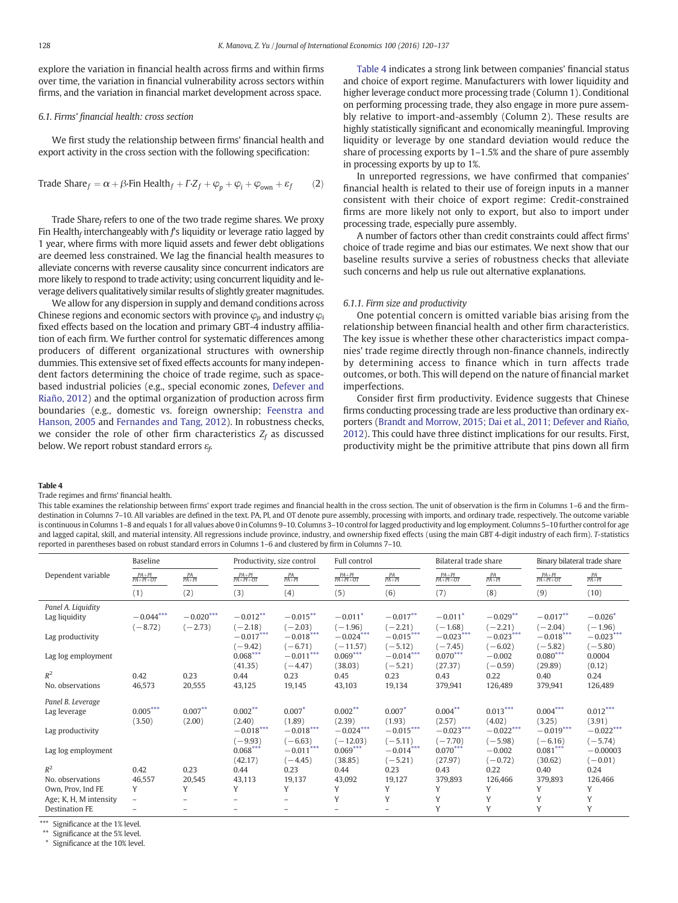explore the variation in financial health across firms and within firms over time, the variation in financial vulnerability across sectors within firms, and the variation in financial market development across space.

### 6.1. Firms' financial health: cross section

We first study the relationship between firms' financial health and export activity in the cross section with the following specification:

$$\text{Trade Share}_f = \alpha + \beta \cdot \text{Fin Health}_f + \Gamma \cdot Z_f + \varphi_p + \varphi_i + \varphi_{\text{own}} + \varepsilon_f \qquad (2)$$

Trade $\text{Share}_f$ refers to one of the two trade regime shares. We proxy Fin $\text{Health}_f$ interchangeably with $f$'s liquidity or leverage ratio lagged by 1 year, where firms with more liquid assets and fewer debt obligations are deemed less constrained. We lag the financial health measures to alleviate concerns with reverse causality since concurrent indicators are more likely to respond to trade activity; using concurrent liquidity and leverage delivers qualitatively similar results of slightly greater magnitudes.

We allow for any dispersion in supply and demand conditions across Chinese regions and economic sectors with province $\varphi_p$ and industry $\varphi_i$ fixed effects based on the location and primary GBT-4 industry affiliation of each firm. We further control for systematic differences among producers of different organizational structures with ownership dummies. This extensive set of fixed effects accounts for many independent factors determining the choice of trade regime, such as space-based industrial policies (e.g., special economic zones, Defever and Riaño, 2012) and the optimal organization of production across firm boundaries (e.g., domestic vs. foreign ownership; Feenstra and Hanson, 2005 and Fernandes and Tang, 2012). In robustness checks, we consider the role of other firm characteristics $Z_f$ as discussed below. We report robust standard errors $\varepsilon_f$.

Table 4 indicates a strong link between companies' financial status and choice of export regime. Manufacturers with lower liquidity and higher leverage conduct more processing trade (Column 1). Conditional on performing processing trade, they also engage in more pure assembly relative to import-and-assembly (Column 2). These results are highly statistically significant and economically meaningful. Improving liquidity or leverage by one standard deviation would reduce the share of processing exports by 1–1.5% and the share of pure assembly in processing exports by up to 1%.

In unreported regressions, we have confirmed that companies' financial health is related to their use of foreign inputs in a manner consistent with their choice of export regime: Credit-constrained firms are more likely not only to export, but also to import under processing trade, especially pure assembly.

A number of factors other than credit constraints could affect firms' choice of trade regime and bias our estimates. We next show that our baseline results survive a series of robustness checks that alleviate such concerns and help us rule out alternative explanations.

#### 6.1.1. Firm size and productivity

One potential concern is omitted variable bias arising from the relationship between financial health and other firm characteristics. The key issue is whether these other characteristics impact companies' trade regime directly through non-finance channels, indirectly by determining access to finance which in turn affects trade outcomes, or both. This will depend on the nature of financial market imperfections.

Consider first firm productivity. Evidence suggests that Chinese firms conducting processing trade are less productive than ordinary exporters (Brandt and Morrow, 2015; Dai et al., 2011; Defever and Riaño, 2012). This could have three distinct implications for our results. First, productivity might be the primitive attribute that pins down all firm

**Table 4**
Trade regimes and firms' financial health.

This table examines the relationship between firms' export trade regimes and financial health in the cross section. The unit of observation is the firm in Columns 1–6 and the firm–destination in Columns 7–10. All variables are defined in the text. PA, PI, and OT denote pure assembly, processing with imports, and ordinary trade, respectively. The outcome variable is continuous in Columns 1–8 and equals 1 for all values above 0 in Columns 9–10. Columns 3–10 control for lagged productivity and log employment. Columns 5–10 further control for age and lagged capital, skill, and material intensity. All regressions include province, industry, and ownership fixed effects (using the main GBT 4-digit industry of each firm). *T*-statistics reported in parentheses based on robust standard errors in Columns 1–6 and clustered by firm in Columns 7–10.

| | Baseline | | Productivity, size control | | Full control | | Bilateral trade share | | Binary bilateral trade share | |
|---|---|---|---|---|---|---|---|---|---|---|
| Dependent variable | $\frac{PA+PI}{PA+PI+OT}$ | $\frac{PA}{PA+PI}$ | $\frac{PA+PI}{PA+PI+OT}$ | $\frac{PA}{PA+PI}$ | $\frac{PA+PI}{PA+PI+OT}$ | $\frac{PA}{PA+PI}$ | $\frac{PA+PI}{PA+PI+OT}$ | $\frac{PA}{PA+PI}$ | $\frac{PA+PI}{PA+PI+OT}$ | $\frac{PA}{PA+PI}$ |
| | (1) | (2) | (3) | (4) | (5) | (6) | (7) | (8) | (9) | (10) |
| *Panel A. Liquidity* | | | | | | | | | | |
| Lag liquidity | −0.044*** | −0.020*** | −0.012** | −0.015** | −0.011* | −0.017** | −0.011* | −0.029** | −0.017** | −0.026* |
| | (−8.72) | (−2.73) | (−2.18) | (−2.03) | (−1.96) | (−2.21) | (−1.68) | (−2.21) | (−2.04) | (−1.96) |
| Lag productivity | | | −0.017*** | −0.018*** | −0.024*** | −0.015*** | −0.023*** | −0.023*** | −0.018*** | −0.023*** |
| | | | (−9.42) | (−6.71) | (−11.57) | (−5.12) | (−7.45) | (−6.02) | (−5.82) | (−5.80) |
| Lag log employment | | | 0.068*** | −0.011*** | 0.069*** | −0.014*** | 0.070*** | −0.002 | 0.080*** | 0.0004 |
| | | | (41.35) | (−4.47) | (38.03) | (−5.21) | (27.37) | (−0.59) | (29.89) | (0.12) |
| $R^2$ | 0.42 | 0.23 | 0.44 | 0.23 | 0.45 | 0.23 | 0.43 | 0.22 | 0.40 | 0.24 |
| No. observations | 46,573 | 20,555 | 43,125 | 19,145 | 43,103 | 19,134 | 379,941 | 126,489 | 379,941 | 126,489 |
| *Panel B. Leverage* | | | | | | | | | | |
| Lag leverage | 0.005*** | 0.007** | 0.002** | 0.007* | 0.002** | 0.007* | 0.004** | 0.013*** | 0.004*** | 0.012*** |
| | (3.50) | (2.00) | (2.40) | (1.89) | (2.39) | (1.93) | (2.57) | (4.02) | (3.25) | (3.91) |
| Lag productivity | | | −0.018*** | −0.018*** | −0.024*** | −0.015*** | −0.023*** | −0.022*** | −0.019*** | −0.022*** |
| | | | (−9.93) | (−6.63) | (−12.03) | (−5.11) | (−7.70) | (−5.98) | (−6.16) | (−5.74) |
| Lag log employment | | | 0.068*** | −0.011*** | 0.069*** | −0.014*** | 0.070*** | −0.002 | 0.081*** | −0.00003 |
| | | | (42.17) | (−4.45) | (38.85) | (−5.21) | (27.97) | (−0.72) | (30.62) | (−0.01) |
| $R^2$ | 0.42 | 0.23 | 0.44 | 0.23 | 0.44 | 0.23 | 0.43 | 0.22 | 0.40 | 0.24 |
| No. observations | 46,557 | 20,545 | 43,113 | 19,137 | 43,092 | 19,127 | 379,893 | 126,466 | 379,893 | 126,466 |
| Own, Prov, Ind FE | Y | Y | Y | Y | Y | Y | Y | Y | Y | Y |
| Age; K, H, M intensity | – | – | – | – | Y | Y | Y | Y | Y | Y |
| Destination FE | – | – | – | – | – | – | Y | Y | Y | Y |

*** Significance at the 1% level.
** Significance at the 5% level.
* Significance at the 10% level.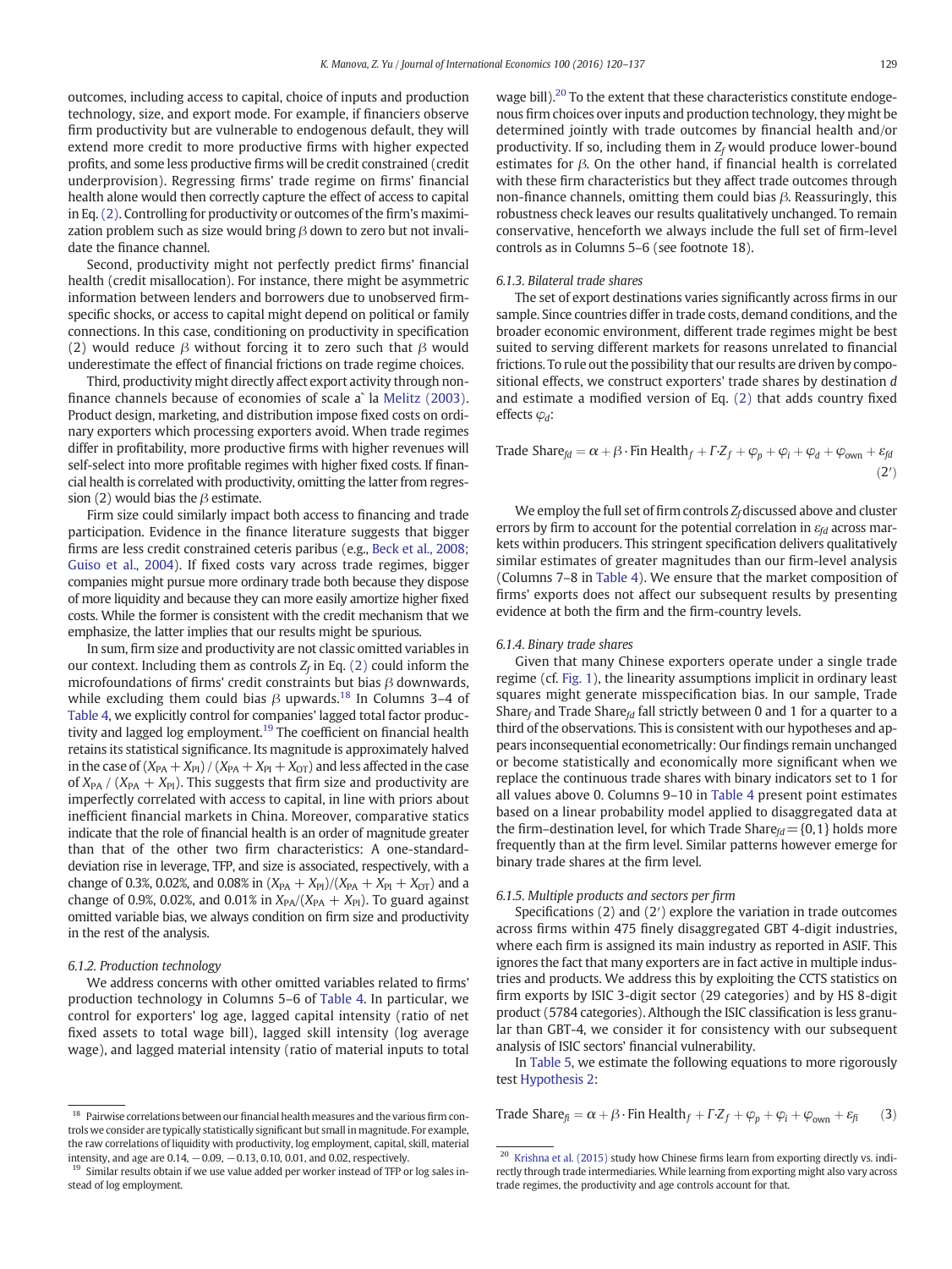outcomes, including access to capital, choice of inputs and production technology, size, and export mode. For example, if financiers observe firm productivity but are vulnerable to endogenous default, they will extend more credit to more productive firms with higher expected profits, and some less productive firms will be credit constrained (credit underprovision). Regressing firms' trade regime on firms' financial health alone would then correctly capture the effect of access to capital in Eq. (2). Controlling for productivity or outcomes of the firm's maximization problem such as size would bring β down to zero but not invalidate the finance channel.

Second, productivity might not perfectly predict firms' financial health (credit misallocation). For instance, there might be asymmetric information between lenders and borrowers due to unobserved firm-specific shocks, or access to capital might depend on political or family connections. In this case, conditioning on productivity in specification (2) would reduce β without forcing it to zero such that β would underestimate the effect of financial frictions on trade regime choices.

Third, productivity might directly affect export activity through non-finance channels because of economies of scale à la Melitz (2003). Product design, marketing, and distribution impose fixed costs on ordinary exporters which processing exporters avoid. When trade regimes differ in profitability, more productive firms with higher revenues will self-select into more profitable regimes with higher fixed costs. If financial health is correlated with productivity, omitting the latter from regression (2) would bias the β estimate.

Firm size could similarly impact both access to financing and trade participation. Evidence in the finance literature suggests that bigger firms are less credit constrained ceteris paribus (e.g., Beck et al., 2008; Guiso et al., 2004). If fixed costs vary across trade regimes, bigger companies might pursue more ordinary trade both because they dispose of more liquidity and because they can more easily amortize higher fixed costs. While the former is consistent with the credit mechanism that we emphasize, the latter implies that our results might be spurious.

In sum, firm size and productivity are not classic omitted variables in our context. Including them as controls $Z_f$ in Eq. (2) could inform the microfoundations of firms' credit constraints but bias β downwards, while excluding them could bias β upwards.[18] In Columns 3–4 of Table 4, we explicitly control for companies' lagged total factor productivity and lagged log employment.[19] The coefficient on financial health retains its statistical significance. Its magnitude is approximately halved in the case of $(X_{PA}+X_{PI})/(X_{PA}+X_{PI}+X_{OT})$ and less affected in the case of $X_{PA}/(X_{PA}+X_{PI})$. This suggests that firm size and productivity are imperfectly correlated with access to capital, in line with priors about inefficient financial markets in China. Moreover, comparative statics indicate that the role of financial health is an order of magnitude greater than that of the other two firm characteristics: A one-standard-deviation rise in leverage, TFP, and size is associated, respectively, with a change of 0.3%, 0.02%, and 0.08% in $(X_{PA}+X_{PI})/(X_{PA}+X_{PI}+X_{OT})$ and a change of 0.9%, 0.02%, and 0.01% in $X_{PA}/(X_{PA}+X_{PI})$. To guard against omitted variable bias, we always condition on firm size and productivity in the rest of the analysis.

#### 6.1.2. Production technology

We address concerns with other omitted variables related to firms' production technology in Columns 5–6 of Table 4. In particular, we control for exporters' log age, lagged capital intensity (ratio of net fixed assets to total wage bill), lagged skill intensity (log average wage), and lagged material intensity (ratio of material inputs to total wage bill).[20] To the extent that these characteristics constitute endogenous firm choices over inputs and production technology, they might be determined jointly with trade outcomes by financial health and/or productivity. If so, including them in $Z_f$ would produce lower-bound estimates for β. On the other hand, if financial health is correlated with these firm characteristics but they affect trade outcomes through non-finance channels, omitting them could bias β. Reassuringly, this robustness check leaves our results qualitatively unchanged. To remain conservative, henceforth we always include the full set of firm-level controls as in Columns 5–6 (see footnote 18).

#### 6.1.3. Bilateral trade shares

The set of export destinations varies significantly across firms in our sample. Since countries differ in trade costs, demand conditions, and the broader economic environment, different trade regimes might be best suited to serving different markets for reasons unrelated to financial frictions. To rule out the possibility that our results are driven by compositional effects, we construct exporters' trade shares by destination $d$ and estimate a modified version of Eq. (2) that adds country fixed effects $\varphi_d$:

$$\text{Trade Share}_{fd} = \alpha + \beta \cdot \text{Fin Health}_f + \Gamma \cdot Z_f + \varphi_p + \varphi_i + \varphi_d + \varphi_{\text{own}} + \varepsilon_{fd} \qquad (2')$$

We employ the full set of firm controls $Z_f$ discussed above and cluster errors by firm to account for the potential correlation in $\varepsilon_{fd}$ across markets within producers. This stringent specification delivers qualitatively similar estimates of greater magnitudes than our firm-level analysis (Columns 7–8 in Table 4). We ensure that the market composition of firms' exports does not affect our subsequent results by presenting evidence at both the firm and the firm-country levels.

#### 6.1.4. Binary trade shares

Given that many Chinese exporters operate under a single trade regime (cf. Fig. 1), the linearity assumptions implicit in ordinary least squares might generate misspecification bias. In our sample, Trade Share$_f$ and Trade Share$_{fd}$ fall strictly between 0 and 1 for a quarter to a third of the observations. This is consistent with our hypotheses and appears inconsequential econometrically: Our findings remain unchanged or become statistically and economically more significant when we replace the continuous trade shares with binary indicators set to 1 for all values above 0. Columns 9–10 in Table 4 present point estimates based on a linear probability model applied to disaggregated data at the firm–destination level, for which Trade Share$_{fd}$ = {0,1} holds more frequently than at the firm level. Similar patterns however emerge for binary trade shares at the firm level.

#### 6.1.5. Multiple products and sectors per firm

Specifications (2) and (2′) explore the variation in trade outcomes across firms within 475 finely disaggregated GBT 4-digit industries, where each firm is assigned its main industry as reported in ASIF. This ignores the fact that many exporters are in fact active in multiple industries and products. We address this by exploiting the CCTS statistics on firm exports by ISIC 3-digit sector (29 categories) and by HS 8-digit product (5784 categories). Although the ISIC classification is less granular than GBT-4, we consider it for consistency with our subsequent analysis of ISIC sectors' financial vulnerability.

In Table 5, we estimate the following equations to more rigorously test Hypothesis 2:

$$\text{Trade Share}_{fi} = \alpha + \beta \cdot \text{Fin Health}_f + \Gamma \cdot Z_f + \varphi_p + \varphi_i + \varphi_{\text{own}} + \varepsilon_{fi} \qquad (3)$$

[18] Pairwise correlations between our financial health measures and the various firm controls we consider are typically statistically significant but small in magnitude. For example, the raw correlations of liquidity with productivity, log employment, capital, skill, material intensity, and age are 0.14, −0.09, −0.13, 0.10, 0.01, and 0.02, respectively.

[19] Similar results obtain if we use value added per worker instead of TFP or log sales instead of log employment.

[20] Krishna et al. (2015) study how Chinese firms learn from exporting directly vs. indirectly through trade intermediaries. While learning from exporting might also vary across trade regimes, the productivity and age controls account for that.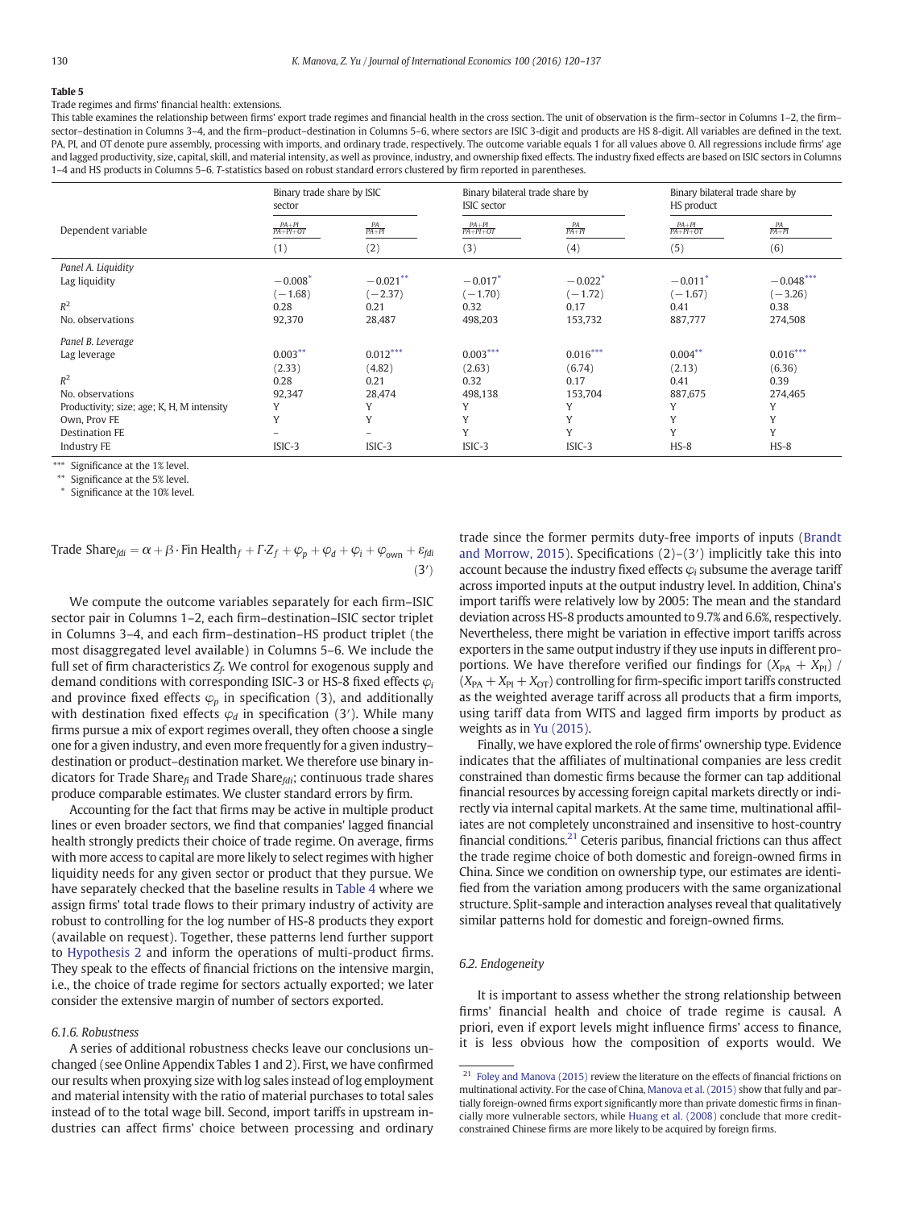**Table 5**

Trade regimes and firms' financial health: extensions.

This table examines the relationship between firms' export trade regimes and financial health in the cross section. The unit of observation is the firm–sector in Columns 1–2, the firm–sector–destination in Columns 3–4, and the firm–product–destination in Columns 5–6, where sectors are ISIC 3-digit and products are HS 8-digit. All variables are defined in the text. PA, PI, and OT denote pure assembly, processing with imports, and ordinary trade, respectively. The outcome variable equals 1 for all values above 0. All regressions include firms' age and lagged productivity, size, capital, skill, and material intensity, as well as province, industry, and ownership fixed effects. The industry fixed effects are based on ISIC sectors in Columns 1–4 and HS products in Columns 5–6. T-statistics based on robust standard errors clustered by firm reported in parentheses.

| | Binary trade share by ISIC sector | | Binary bilateral trade share by ISIC sector | | Binary bilateral trade share by HS product | |
|---|---|---|---|---|---|---|
| Dependent variable | $\frac{PA+PI}{PA+PI+OT}$ | $\frac{PA}{PA+PI}$ | $\frac{PA+PI}{PA+PI+OT}$ | $\frac{PA}{PA+PI}$ | $\frac{PA+PI}{PA+PI+OT}$ | $\frac{PA}{PA+PI}$ |
| | (1) | (2) | (3) | (4) | (5) | (6) |
| *Panel A. Liquidity* | | | | | | |
| Lag liquidity | −0.008* | −0.021** | −0.017* | −0.022* | −0.011* | −0.048*** |
| | (−1.68) | (−2.37) | (−1.70) | (−1.72) | (−1.67) | (−3.26) |
| $R^2$ | 0.28 | 0.21 | 0.32 | 0.17 | 0.41 | 0.38 |
| No. observations | 92,370 | 28,487 | 498,203 | 153,732 | 887,777 | 274,508 |
| *Panel B. Leverage* | | | | | | |
| Lag leverage | 0.003** | 0.012*** | 0.003*** | 0.016*** | 0.004** | 0.016*** |
| | (2.33) | (4.82) | (2.63) | (6.74) | (2.13) | (6.36) |
| $R^2$ | 0.28 | 0.21 | 0.32 | 0.17 | 0.41 | 0.39 |
| No. observations | 92,347 | 28,474 | 498,138 | 153,704 | 887,675 | 274,465 |
| Productivity; size; age; K, H, M intensity | Y | Y | Y | Y | Y | Y |
| Own, Prov FE | Y | Y | Y | Y | Y | Y |
| Destination FE | – | – | Y | Y | Y | Y |
| Industry FE | ISIC-3 | ISIC-3 | ISIC-3 | ISIC-3 | HS-8 | HS-8 |

*** Significance at the 1% level.
** Significance at the 5% level.
* Significance at the 10% level.

$$\text{Trade Share}_{fdi} = \alpha + \beta \cdot \text{Fin Health}_f + \Gamma \cdot Z_f + \varphi_p + \varphi_d + \varphi_i + \varphi_{\text{own}} + \varepsilon_{fdi} \quad (3')$$

We compute the outcome variables separately for each firm–ISIC sector pair in Columns 1–2, each firm–destination–ISIC sector triplet in Columns 3–4, and each firm–destination–HS product triplet (the most disaggregated level available) in Columns 5–6. We include the full set of firm characteristics $Z_f$. We control for exogenous supply and demand conditions with corresponding ISIC-3 or HS-8 fixed effects $\varphi_i$ and province fixed effects $\varphi_p$ in specification (3), and additionally with destination fixed effects $\varphi_d$ in specification (3′). While many firms pursue a mix of export regimes overall, they often choose a single one for a given industry, and even more frequently for a given industry–destination or product–destination market. We therefore use binary indicators for Trade Share$_{fi}$ and Trade Share$_{fdi}$; continuous trade shares produce comparable estimates. We cluster standard errors by firm.

Accounting for the fact that firms may be active in multiple product lines or even broader sectors, we find that companies' lagged financial health strongly predicts their choice of trade regime. On average, firms with more access to capital are more likely to select regimes with higher liquidity needs for any given sector or product that they pursue. We have separately checked that the baseline results in Table 4 where we assign firms' total trade flows to their primary industry of activity are robust to controlling for the log number of HS-8 products they export (available on request). Together, these patterns lend further support to Hypothesis 2 and inform the operations of multi-product firms. They speak to the effects of financial frictions on the intensive margin, i.e., the choice of trade regime for sectors actually exported; we later consider the extensive margin of number of sectors exported.

#### 6.1.6. Robustness

A series of additional robustness checks leave our conclusions unchanged (see Online Appendix Tables 1 and 2). First, we have confirmed our results when proxying size with log sales instead of log employment and material intensity with the ratio of material purchases to total sales instead of to the total wage bill. Second, import tariffs in upstream industries can affect firms' choice between processing and ordinary trade since the former permits duty-free imports of inputs (Brandt and Morrow, 2015). Specifications (2)–(3′) implicitly take this into account because the industry fixed effects $\varphi_i$ subsume the average tariff across imported inputs at the output industry level. In addition, China's import tariffs were relatively low by 2005: The mean and the standard deviation across HS-8 products amounted to 9.7% and 6.6%, respectively. Nevertheless, there might be variation in effective import tariffs across exporters in the same output industry if they use inputs in different proportions. We have therefore verified our findings for $(X_{PA} + X_{PI}) / (X_{PA} + X_{PI} + X_{OT})$ controlling for firm-specific import tariffs constructed as the weighted average tariff across all products that a firm imports, using tariff data from WITS and lagged firm imports by product as weights as in Yu (2015).

Finally, we have explored the role of firms' ownership type. Evidence indicates that the affiliates of multinational companies are less credit constrained than domestic firms because the former can tap additional financial resources by accessing foreign capital markets directly or indirectly via internal capital markets. At the same time, multinational affiliates are not completely unconstrained and insensitive to host-country financial conditions.[21] Ceteris paribus, financial frictions can thus affect the trade regime choice of both domestic and foreign-owned firms in China. Since we condition on ownership type, our estimates are identified from the variation among producers with the same organizational structure. Split-sample and interaction analyses reveal that qualitatively similar patterns hold for domestic and foreign-owned firms.

### 6.2. Endogeneity

It is important to assess whether the strong relationship between firms' financial health and choice of trade regime is causal. A priori, even if export levels might influence firms' access to finance, it is less obvious how the composition of exports would. We

[21] Foley and Manova (2015) review the literature on the effects of financial frictions on multinational activity. For the case of China, Manova et al. (2015) show that fully and partially foreign-owned firms export significantly more than private domestic firms in financially more vulnerable sectors, while Huang et al. (2008) conclude that more credit-constrained Chinese firms are more likely to be acquired by foreign firms.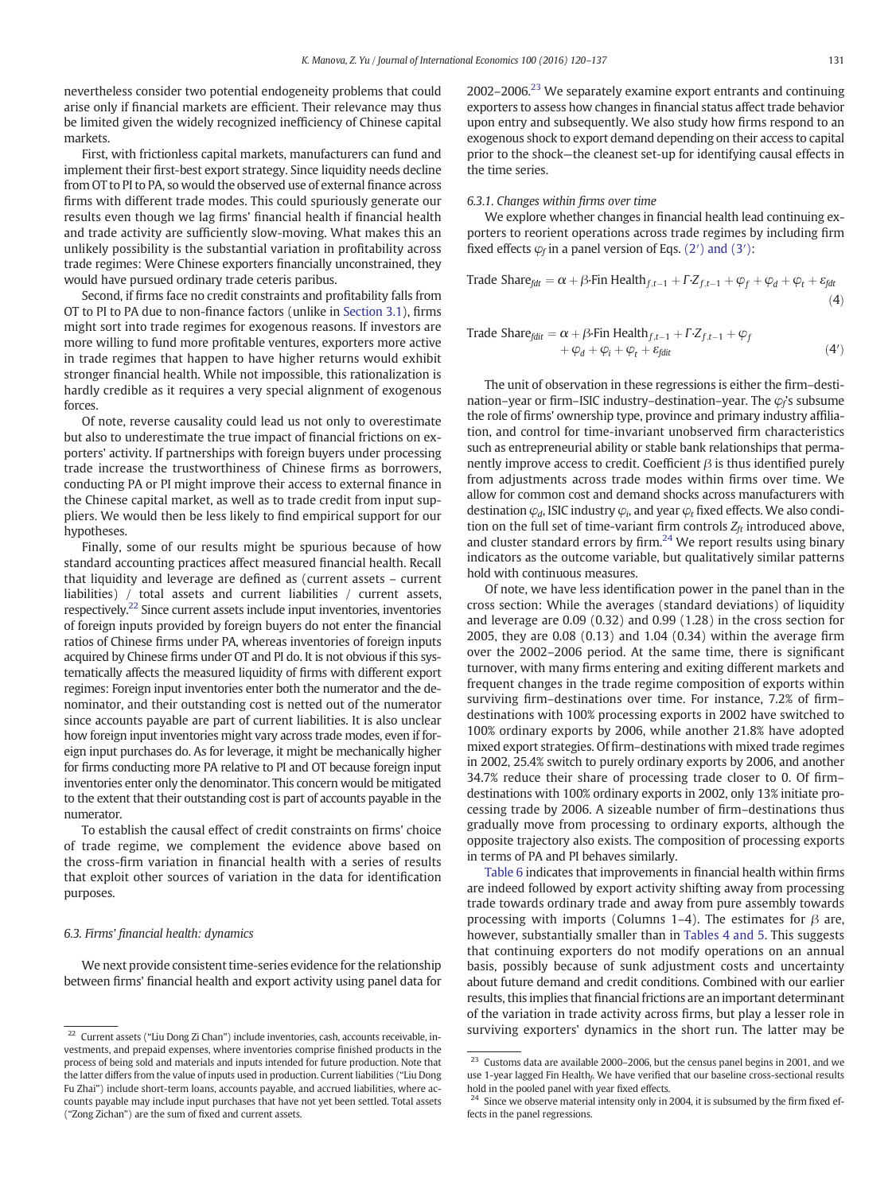nevertheless consider two potential endogeneity problems that could arise only if financial markets are efficient. Their relevance may thus be limited given the widely recognized inefficiency of Chinese capital markets.

First, with frictionless capital markets, manufacturers can fund and implement their first-best export strategy. Since liquidity needs decline from OT to PI to PA, so would the observed use of external finance across firms with different trade modes. This could spuriously generate our results even though we lag firms' financial health if financial health and trade activity are sufficiently slow-moving. What makes this an unlikely possibility is the substantial variation in profitability across trade regimes: Were Chinese exporters financially unconstrained, they would have pursued ordinary trade ceteris paribus.

Second, if firms face no credit constraints and profitability falls from OT to PI to PA due to non-finance factors (unlike in Section 3.1), firms might sort into trade regimes for exogenous reasons. If investors are more willing to fund more profitable ventures, exporters more active in trade regimes that happen to have higher returns would exhibit stronger financial health. While not impossible, this rationalization is hardly credible as it requires a very special alignment of exogenous forces.

Of note, reverse causality could lead us not only to overestimate but also to underestimate the true impact of financial frictions on exporters' activity. If partnerships with foreign buyers under processing trade increase the trustworthiness of Chinese firms as borrowers, conducting PA or PI might improve their access to external finance in the Chinese capital market, as well as to trade credit from input suppliers. We would then be less likely to find empirical support for our hypotheses.

Finally, some of our results might be spurious because of how standard accounting practices affect measured financial health. Recall that liquidity and leverage are defined as (current assets – current liabilities) / total assets and current liabilities / current assets, respectively.[22] Since current assets include input inventories, inventories of foreign inputs provided by foreign buyers do not enter the financial ratios of Chinese firms under PA, whereas inventories of foreign inputs acquired by Chinese firms under OT and PI do. It is not obvious if this systematically affects the measured liquidity of firms with different export regimes: Foreign input inventories enter both the numerator and the denominator, and their outstanding cost is netted out of the numerator since accounts payable are part of current liabilities. It is also unclear how foreign input inventories might vary across trade modes, even if foreign input purchases do. As for leverage, it might be mechanically higher for firms conducting more PA relative to PI and OT because foreign input inventories enter only the denominator. This concern would be mitigated to the extent that their outstanding cost is part of accounts payable in the numerator.

To establish the causal effect of credit constraints on firms' choice of trade regime, we complement the evidence above based on the cross-firm variation in financial health with a series of results that exploit other sources of variation in the data for identification purposes.

### 6.3. Firms' financial health: dynamics

We next provide consistent time-series evidence for the relationship between firms' financial health and export activity using panel data for 2002–2006.[23] We separately examine export entrants and continuing exporters to assess how changes in financial status affect trade behavior upon entry and subsequently. We also study how firms respond to an exogenous shock to export demand depending on their access to capital prior to the shock—the cleanest set-up for identifying causal effects in the time series.

#### 6.3.1. Changes within firms over time

We explore whether changes in financial health lead continuing exporters to reorient operations across trade regimes by including firm fixed effects $\varphi_f$ in a panel version of Eqs. (2′) and (3′):

$$\text{Trade Share}_{fdt} = \alpha + \beta \cdot \text{Fin Health}_{f,t-1} + \Gamma \cdot Z_{f,t-1} + \varphi_f + \varphi_d + \varphi_t + \varepsilon_{fdt} \quad (4)$$

$$\text{Trade Share}_{fdit} = \alpha + \beta \cdot \text{Fin Health}_{f,t-1} + \Gamma \cdot Z_{f,t-1} + \varphi_f + \varphi_d + \varphi_i + \varphi_t + \varepsilon_{fdit} \quad (4')$$

The unit of observation in these regressions is either the firm–destination–year or firm–ISIC industry–destination–year. The $\varphi_f$'s subsume the role of firms' ownership type, province and primary industry affiliation, and control for time-invariant unobserved firm characteristics such as entrepreneurial ability or stable bank relationships that permanently improve access to credit. Coefficient $\beta$ is thus identified purely from adjustments across trade modes within firms over time. We allow for common cost and demand shocks across manufacturers with destination $\varphi_d$, ISIC industry $\varphi_i$, and year $\varphi_t$ fixed effects. We also condition on the full set of time-variant firm controls $Z_{ft}$ introduced above, and cluster standard errors by firm.[24] We report results using binary indicators as the outcome variable, but qualitatively similar patterns hold with continuous measures.

Of note, we have less identification power in the panel than in the cross section: While the averages (standard deviations) of liquidity and leverage are 0.09 (0.32) and 0.99 (1.28) in the cross section for 2005, they are 0.08 (0.13) and 1.04 (0.34) within the average firm over the 2002–2006 period. At the same time, there is significant turnover, with many firms entering and exiting different markets and frequent changes in the trade regime composition of exports within surviving firm–destinations over time. For instance, 7.2% of firm–destinations with 100% processing exports in 2002 have switched to 100% ordinary exports by 2006, while another 21.8% have adopted mixed export strategies. Of firm–destinations with mixed trade regimes in 2002, 25.4% switch to purely ordinary exports by 2006, and another 34.7% reduce their share of processing trade closer to 0. Of firm–destinations with 100% ordinary exports in 2002, only 13% initiate processing trade by 2006. A sizeable number of firm–destinations thus gradually move from processing to ordinary exports, although the opposite trajectory also exists. The composition of processing exports in terms of PA and PI behaves similarly.

Table 6 indicates that improvements in financial health within firms are indeed followed by export activity shifting away from processing trade towards ordinary trade and away from pure assembly towards processing with imports (Columns 1–4). The estimates for $\beta$ are, however, substantially smaller than in Tables 4 and 5. This suggests that continuing exporters do not modify operations on an annual basis, possibly because of sunk adjustment costs and uncertainty about future demand and credit conditions. Combined with our earlier results, this implies that financial frictions are an important determinant of the variation in trade activity across firms, but play a lesser role in surviving exporters' dynamics in the short run. The latter may be

---

[22] Current assets ("Liu Dong Zi Chan") include inventories, cash, accounts receivable, investments, and prepaid expenses, where inventories comprise finished products in the process of being sold and materials and inputs intended for future production. Note that the latter differs from the value of inputs used in production. Current liabilities ("Liu Dong Fu Zhai") include short-term loans, accounts payable, and accrued liabilities, where accounts payable may include input purchases that have not yet been settled. Total assets ("Zong Zichan") are the sum of fixed and current assets.

[23] Customs data are available 2000–2006, but the census panel begins in 2001, and we use 1-year lagged Fin Health$_f$. We have verified that our baseline cross-sectional results hold in the pooled panel with year fixed effects.

[24] Since we observe material intensity only in 2004, it is subsumed by the firm fixed effects in the panel regressions.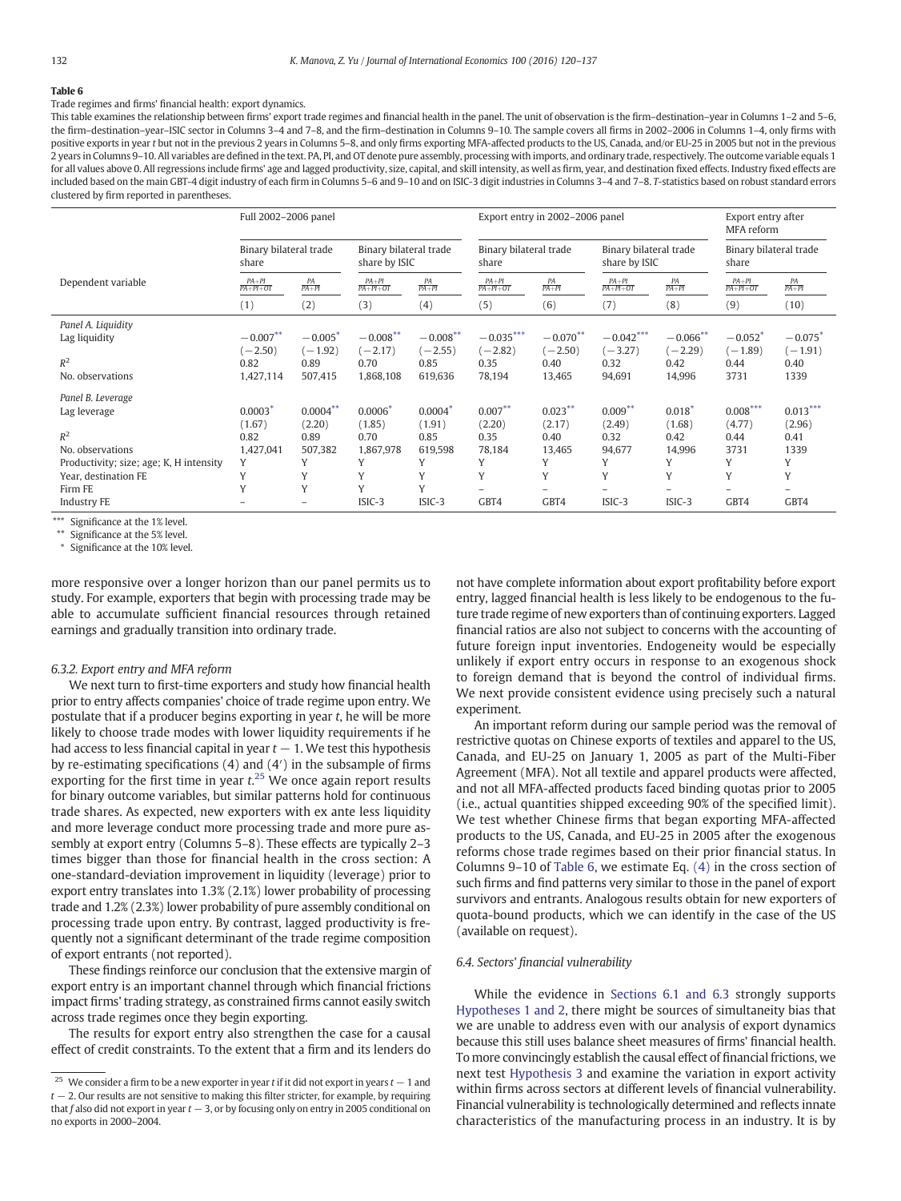**Table 6**

Trade regimes and firms' financial health: export dynamics.

This table examines the relationship between firms' export trade regimes and financial health in the panel. The unit of observation is the firm–destination–year in Columns 1–2 and 5–6, the firm–destination–year–ISIC sector in Columns 3–4 and 7–8, and the firm–destination in Columns 9–10. The sample covers all firms in 2002–2006 in Columns 1–4, only firms with positive exports in year $t$ but not in the previous 2 years in Columns 5–8, and only firms exporting MFA-affected products to the US, Canada, and/or EU-25 in 2005 but not in the previous 2 years in Columns 9–10. All variables are defined in the text. PA, PI, and OT denote pure assembly, processing with imports, and ordinary trade, respectively. The outcome variable equals 1 for all values above 0. All regressions include firms' age and lagged productivity, size, capital, and skill intensity, as well as firm, year, and destination fixed effects. Industry fixed effects are included based on the main GBT-4 digit industry of each firm in Columns 5–6 and 9–10 and on ISIC-3 digit industries in Columns 3–4 and 7–8. T-statistics based on robust standard errors clustered by firm reported in parentheses.

| | Full 2002–2006 panel | | | | Export entry in 2002–2006 panel | | | | Export entry after MFA reform | |
|---|---|---|---|---|---|---|---|---|---|---|
| | Binary bilateral trade share | | Binary bilateral trade share by ISIC | | Binary bilateral trade share | | Binary bilateral trade share by ISIC | | Binary bilateral trade share | |
| Dependent variable | $\frac{PA+PI}{PA+PI+OT}$ | $\frac{PA}{PA+PI}$ | $\frac{PA+PI}{PA+PI+OT}$ | $\frac{PA}{PA+PI}$ | $\frac{PA+PI}{PA+PI+OT}$ | $\frac{PA}{PA+PI}$ | $\frac{PA+PI}{PA+PI+OT}$ | $\frac{PA}{PA+PI}$ | $\frac{PA+PI}{PA+PI+OT}$ | $\frac{PA}{PA+PI}$ |
| | (1) | (2) | (3) | (4) | (5) | (6) | (7) | (8) | (9) | (10) |
| *Panel A. Liquidity* | | | | | | | | | | |
| Lag liquidity | −0.007** | −0.005* | −0.008** | −0.008** | −0.035*** | −0.070** | −0.042*** | −0.066** | −0.052* | −0.075* |
| | (−2.50) | (−1.92) | (−2.17) | (−2.55) | (−2.82) | (−2.50) | (−3.27) | (−2.29) | (−1.89) | (−1.91) |
| $R^2$ | 0.82 | 0.89 | 0.70 | 0.85 | 0.35 | 0.40 | 0.32 | 0.42 | 0.44 | 0.40 |
| No. observations | 1,427,114 | 507,415 | 1,868,108 | 619,636 | 78,194 | 13,465 | 94,691 | 14,996 | 3731 | 1339 |
| *Panel B. Leverage* | | | | | | | | | | |
| Lag leverage | 0.0003* | 0.0004** | 0.0006* | 0.0004* | 0.007** | 0.023** | 0.009** | 0.018* | 0.008*** | 0.013*** |
| | (1.67) | (2.20) | (1.85) | (1.91) | (2.20) | (2.17) | (2.49) | (1.68) | (4.77) | (2.96) |
| $R^2$ | 0.82 | 0.89 | 0.70 | 0.85 | 0.35 | 0.40 | 0.32 | 0.42 | 0.44 | 0.41 |
| No. observations | 1,427,041 | 507,382 | 1,867,978 | 619,598 | 78,184 | 13,465 | 94,677 | 14,996 | 3731 | 1339 |
| Productivity; size; age; K, H intensity | Y | Y | Y | Y | Y | Y | Y | Y | Y | Y |
| Year, destination FE | Y | Y | Y | Y | Y | Y | Y | Y | Y | Y |
| Firm FE | Y | Y | Y | Y | – | – | – | – | – | – |
| Industry FE | – | – | ISIC-3 | ISIC-3 | GBT4 | GBT4 | ISIC-3 | ISIC-3 | GBT4 | GBT4 |

*** Significance at the 1% level.
** Significance at the 5% level.
* Significance at the 10% level.

more responsive over a longer horizon than our panel permits us to study. For example, exporters that begin with processing trade may be able to accumulate sufficient financial resources through retained earnings and gradually transition into ordinary trade.

#### 6.3.2. Export entry and MFA reform

We next turn to first-time exporters and study how financial health prior to entry affects companies' choice of trade regime upon entry. We postulate that if a producer begins exporting in year $t$, he will be more likely to choose trade modes with lower liquidity requirements if he had access to less financial capital in year $t-1$. We test this hypothesis by re-estimating specifications (4) and (4′) in the subsample of firms exporting for the first time in year $t$.[25] We once again report results for binary outcome variables, but similar patterns hold for continuous trade shares. As expected, new exporters with ex ante less liquidity and more leverage conduct more processing trade and more pure assembly at export entry (Columns 5–8). These effects are typically 2–3 times bigger than those for financial health in the cross section: A one-standard-deviation improvement in liquidity (leverage) prior to export entry translates into 1.3% (2.1%) lower probability of processing trade and 1.2% (2.3%) lower probability of pure assembly conditional on processing trade upon entry. By contrast, lagged productivity is frequently not a significant determinant of the trade regime composition of export entrants (not reported).

These findings reinforce our conclusion that the extensive margin of export entry is an important channel through which financial frictions impact firms' trading strategy, as constrained firms cannot easily switch across trade regimes once they begin exporting.

The results for export entry also strengthen the case for a causal effect of credit constraints. To the extent that a firm and its lenders do not have complete information about export profitability before export entry, lagged financial health is less likely to be endogenous to the future trade regime of new exporters than of continuing exporters. Lagged financial ratios are also not subject to concerns with the accounting of future foreign input inventories. Endogeneity would be especially unlikely if export entry occurs in response to an exogenous shock to foreign demand that is beyond the control of individual firms. We next provide consistent evidence using precisely such a natural experiment.

An important reform during our sample period was the removal of restrictive quotas on Chinese exports of textiles and apparel to the US, Canada, and EU-25 on January 1, 2005 as part of the Multi-Fiber Agreement (MFA). Not all textile and apparel products were affected, and not all MFA-affected products faced binding quotas prior to 2005 (i.e., actual quantities shipped exceeding 90% of the specified limit). We test whether Chinese firms that began exporting MFA-affected products to the US, Canada, and EU-25 in 2005 after the exogenous reforms chose trade regimes based on their prior financial status. In Columns 9–10 of Table 6, we estimate Eq. (4) in the cross section of such firms and find patterns very similar to those in the panel of export survivors and entrants. Analogous results obtain for new exporters of quota-bound products, which we can identify in the case of the US (available on request).

### 6.4. Sectors' financial vulnerability

While the evidence in Sections 6.1 and 6.3 strongly supports Hypotheses 1 and 2, there might be sources of simultaneity bias that we are unable to address even with our analysis of export dynamics because this still uses balance sheet measures of firms' financial health. To more convincingly establish the causal effect of financial frictions, we next test Hypothesis 3 and examine the variation in export activity within firms across sectors at different levels of financial vulnerability. Financial vulnerability is technologically determined and reflects innate characteristics of the manufacturing process in an industry. It is by

[25] We consider a firm to be a new exporter in year $t$ if it did not export in years $t-1$ and $t-2$. Our results are not sensitive to making this filter stricter, for example, by requiring that $f$ also did not export in year $t-3$, or by focusing only on entry in 2005 conditional on no exports in 2000–2004.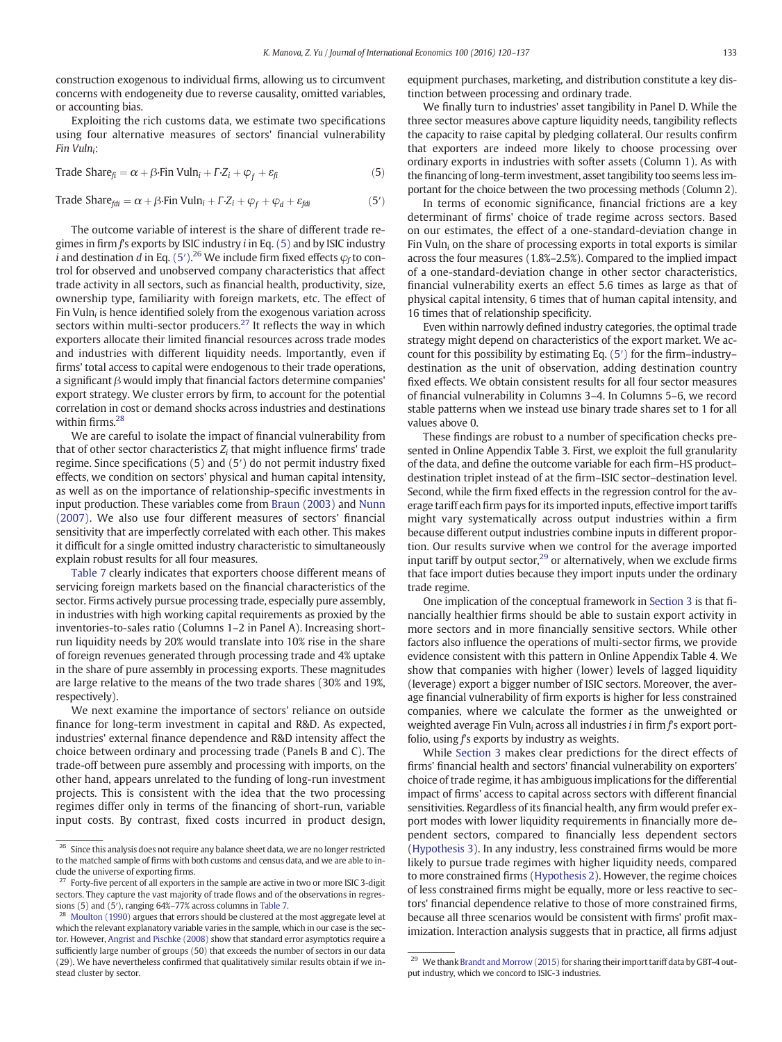construction exogenous to individual firms, allowing us to circumvent concerns with endogeneity due to reverse causality, omitted variables, or accounting bias.

Exploiting the rich customs data, we estimate two specifications using four alternative measures of sectors' financial vulnerability *Fin Vuln*$_i$:

$$\text{Trade Share}_{fi} = \alpha + \beta \cdot \text{Fin Vuln}_i + \Gamma \cdot Z_i + \varphi_f + \varepsilon_{fi} \tag{5}$$

$$\text{Trade Share}_{fdi} = \alpha + \beta \cdot \text{Fin Vuln}_i + \Gamma \cdot Z_i + \varphi_f + \varphi_d + \varepsilon_{fdi} \tag{5'}$$

The outcome variable of interest is the share of different trade regimes in firm $f$'s exports by ISIC industry $i$ in Eq. (5) and by ISIC industry $i$ and destination $d$ in Eq. (5′).[26] We include firm fixed effects $\varphi_f$ to control for observed and unobserved company characteristics that affect trade activity in all sectors, such as financial health, productivity, size, ownership type, familiarity with foreign markets, etc. The effect of Fin Vuln$_i$ is hence identified solely from the exogenous variation across sectors within multi-sector producers.[27] It reflects the way in which exporters allocate their limited financial resources across trade modes and industries with different liquidity needs. Importantly, even if firms' total access to capital were endogenous to their trade operations, a significant $\beta$ would imply that financial factors determine companies' export strategy. We cluster errors by firm, to account for the potential correlation in cost or demand shocks across industries and destinations within firms.[28]

We are careful to isolate the impact of financial vulnerability from that of other sector characteristics $Z_i$ that might influence firms' trade regime. Since specifications (5) and (5′) do not permit industry fixed effects, we condition on sectors' physical and human capital intensity, as well as on the importance of relationship-specific investments in input production. These variables come from Braun (2003) and Nunn (2007). We also use four different measures of sectors' financial sensitivity that are imperfectly correlated with each other. This makes it difficult for a single omitted industry characteristic to simultaneously explain robust results for all four measures.

Table 7 clearly indicates that exporters choose different means of servicing foreign markets based on the financial characteristics of the sector. Firms actively pursue processing trade, especially pure assembly, in industries with high working capital requirements as proxied by the inventories-to-sales ratio (Columns 1–2 in Panel A). Increasing short-run liquidity needs by 20% would translate into 10% rise in the share of foreign revenues generated through processing trade and 4% uptake in the share of pure assembly in processing exports. These magnitudes are large relative to the means of the two trade shares (30% and 19%, respectively).

We next examine the importance of sectors' reliance on outside finance for long-term investment in capital and R&D. As expected, industries' external finance dependence and R&D intensity affect the choice between ordinary and processing trade (Panels B and C). The trade-off between pure assembly and processing with imports, on the other hand, appears unrelated to the funding of long-run investment projects. This is consistent with the idea that the two processing regimes differ only in terms of the financing of short-run, variable input costs. By contrast, fixed costs incurred in product design, equipment purchases, marketing, and distribution constitute a key distinction between processing and ordinary trade.

We finally turn to industries' asset tangibility in Panel D. While the three sector measures above capture liquidity needs, tangibility reflects the capacity to raise capital by pledging collateral. Our results confirm that exporters are indeed more likely to choose processing over ordinary exports in industries with softer assets (Column 1). As with the financing of long-term investment, asset tangibility too seems less important for the choice between the two processing methods (Column 2).

In terms of economic significance, financial frictions are a key determinant of firms' choice of trade regime across sectors. Based on our estimates, the effect of a one-standard-deviation change in Fin Vuln$_i$ on the share of processing exports in total exports is similar across the four measures (1.8%–2.5%). Compared to the implied impact of a one-standard-deviation change in other sector characteristics, financial vulnerability exerts an effect 5.6 times as large as that of physical capital intensity, 6 times that of human capital intensity, and 16 times that of relationship specificity.

Even within narrowly defined industry categories, the optimal trade strategy might depend on characteristics of the export market. We account for this possibility by estimating Eq. (5′) for the firm–industry–destination as the unit of observation, adding destination country fixed effects. We obtain consistent results for all four sector measures of financial vulnerability in Columns 3–4. In Columns 5–6, we record stable patterns when we instead use binary trade shares set to 1 for all values above 0.

These findings are robust to a number of specification checks presented in Online Appendix Table 3. First, we exploit the full granularity of the data, and define the outcome variable for each firm–HS product–destination triplet instead of at the firm–ISIC sector–destination level. Second, while the firm fixed effects in the regression control for the average tariff each firm pays for its imported inputs, effective import tariffs might vary systematically across output industries within a firm because different output industries combine inputs in different proportion. Our results survive when we control for the average imported input tariff by output sector,[29] or alternatively, when we exclude firms that face import duties because they import inputs under the ordinary trade regime.

One implication of the conceptual framework in Section 3 is that financially healthier firms should be able to sustain export activity in more sectors and in more financially sensitive sectors. While other factors also influence the operations of multi-sector firms, we provide evidence consistent with this pattern in Online Appendix Table 4. We show that companies with higher (lower) levels of lagged liquidity (leverage) export a bigger number of ISIC sectors. Moreover, the average financial vulnerability of firm exports is higher for less constrained companies, where we calculate the former as the unweighted or weighted average Fin Vuln$_i$ across all industries $i$ in firm $f$'s export portfolio, using $f$'s exports by industry as weights.

While Section 3 makes clear predictions for the direct effects of firms' financial health and sectors' financial vulnerability on exporters' choice of trade regime, it has ambiguous implications for the differential impact of firms' access to capital across sectors with different financial sensitivities. Regardless of its financial health, any firm would prefer export modes with lower liquidity requirements in financially more dependent sectors, compared to financially less dependent sectors (Hypothesis 3). In any industry, less constrained firms would be more likely to pursue trade regimes with higher liquidity needs, compared to more constrained firms (Hypothesis 2). However, the regime choices of less constrained firms might be equally, more or less reactive to sectors' financial dependence relative to those of more constrained firms, because all three scenarios would be consistent with firms' profit maximization. Interaction analysis suggests that in practice, all firms adjust

---

[26] Since this analysis does not require any balance sheet data, we are no longer restricted to the matched sample of firms with both customs and census data, and we are able to include the universe of exporting firms.

[27] Forty-five percent of all exporters in the sample are active in two or more ISIC 3-digit sectors. They capture the vast majority of trade flows and of the observations in regressions (5) and (5′), ranging 64%–77% across columns in Table 7.

[28] Moulton (1990) argues that errors should be clustered at the most aggregate level at which the relevant explanatory variable varies in the sample, which in our case is the sector. However, Angrist and Pischke (2008) show that standard error asymptotics require a sufficiently large number of groups (50) that exceeds the number of sectors in our data (29). We have nevertheless confirmed that qualitatively similar results obtain if we instead cluster by sector.

[29] We thank Brandt and Morrow (2015) for sharing their import tariff data by GBT-4 output industry, which we concord to ISIC-3 industries.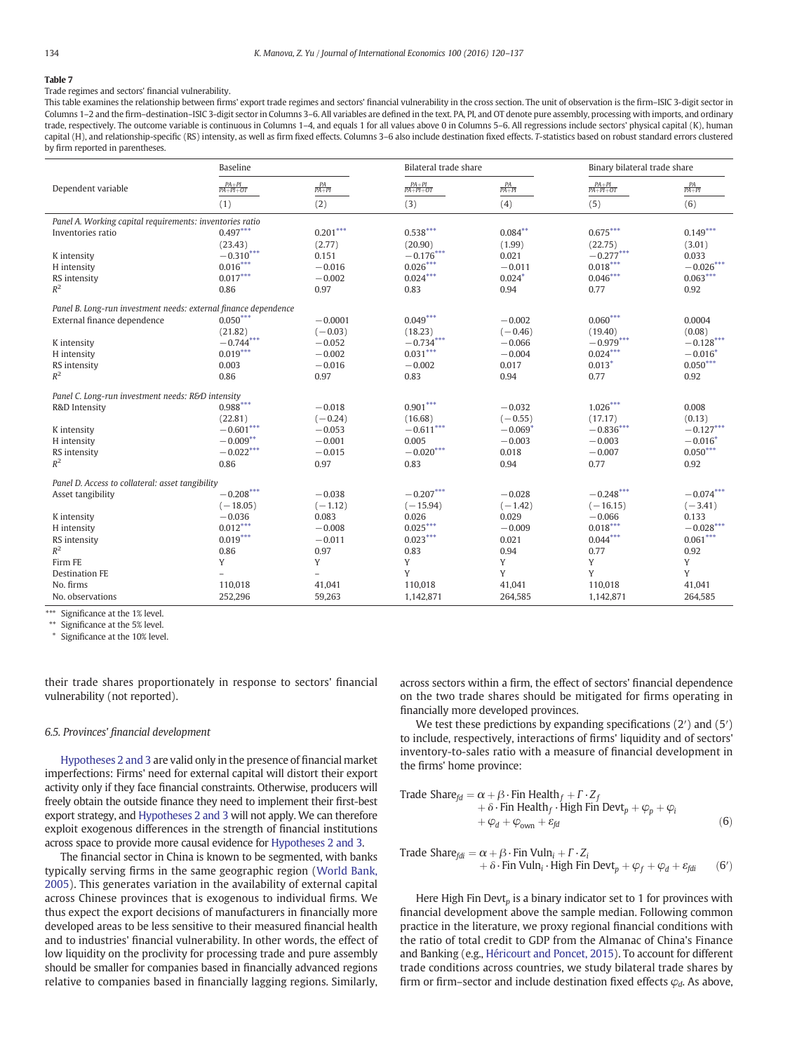**Table 7**

Trade regimes and sectors' financial vulnerability.

This table examines the relationship between firms' export trade regimes and sectors' financial vulnerability in the cross section. The unit of observation is the firm–ISIC 3-digit sector in Columns 1–2 and the firm–destination–ISIC 3-digit sector in Columns 3–6. All variables are defined in the text. PA, PI, and OT denote pure assembly, processing with imports, and ordinary trade, respectively. The outcome variable is continuous in Columns 1–4, and equals 1 for all values above 0 in Columns 5–6. All regressions include sectors' physical capital (K), human capital (H), and relationship-specific (RS) intensity, as well as firm fixed effects. Columns 3–6 also include destination fixed effects. T-statistics based on robust standard errors clustered by firm reported in parentheses.

| | Baseline | | Bilateral trade share | | Binary bilateral trade share | |
|---|---|---|---|---|---|---|
| Dependent variable | $\frac{PA+PI}{PA+PI+OT}$ | $\frac{PA}{PA+PI}$ | $\frac{PA+PI}{PA+PI+OT}$ | $\frac{PA}{PA+PI}$ | $\frac{PA+PI}{PA+PI+OT}$ | $\frac{PA}{PA+PI}$ |
| | (1) | (2) | (3) | (4) | (5) | (6) |
| *Panel A. Working capital requirements: inventories ratio* | | | | | | |
| Inventories ratio | 0.497*** | 0.201*** | 0.538*** | 0.084** | 0.675*** | 0.149*** |
| | (23.43) | (2.77) | (20.90) | (1.99) | (22.75) | (3.01) |
| K intensity | −0.310*** | 0.151 | −0.176*** | 0.021 | −0.277*** | 0.033 |
| H intensity | 0.016*** | −0.016 | 0.026*** | −0.011 | 0.018*** | −0.026*** |
| RS intensity | 0.017*** | −0.002 | 0.024*** | 0.024* | 0.046*** | 0.063*** |
| $R^2$ | 0.86 | 0.97 | 0.83 | 0.94 | 0.77 | 0.92 |
| *Panel B. Long-run investment needs: external finance dependence* | | | | | | |
| External finance dependence | 0.050*** | −0.0001 | 0.049*** | −0.002 | 0.060*** | 0.0004 |
| | (21.82) | (−0.03) | (18.23) | (−0.46) | (19.40) | (0.08) |
| K intensity | −0.744*** | −0.052 | −0.734*** | −0.066 | −0.979*** | −0.128*** |
| H intensity | 0.019*** | −0.002 | 0.031*** | −0.004 | 0.024*** | −0.016* |
| RS intensity | 0.003 | −0.016 | −0.002 | 0.017 | 0.013* | 0.050*** |
| $R^2$ | 0.86 | 0.97 | 0.83 | 0.94 | 0.77 | 0.92 |
| *Panel C. Long-run investment needs: R&D intensity* | | | | | | |
| R&D Intensity | 0.988*** | −0.018 | 0.901*** | −0.032 | 1.026*** | 0.008 |
| | (22.81) | (−0.24) | (16.68) | (−0.55) | (17.17) | (0.13) |
| K intensity | −0.601*** | −0.053 | −0.611*** | −0.069* | −0.836*** | −0.127*** |
| H intensity | −0.009** | −0.001 | 0.005 | −0.003 | −0.003 | −0.016* |
| RS intensity | −0.022*** | −0.015 | −0.020*** | 0.018 | −0.007 | 0.050*** |
| $R^2$ | 0.86 | 0.97 | 0.83 | 0.94 | 0.77 | 0.92 |
| *Panel D. Access to collateral: asset tangibility* | | | | | | |
| Asset tangibility | −0.208*** | −0.038 | −0.207*** | −0.028 | −0.248*** | −0.074*** |
| | (−18.05) | (−1.12) | (−15.94) | (−1.42) | (−16.15) | (−3.41) |
| K intensity | −0.036 | 0.083 | 0.026 | 0.029 | −0.066 | 0.133 |
| H intensity | 0.012*** | −0.008 | 0.025*** | −0.009 | 0.018*** | −0.028*** |
| RS intensity | 0.019*** | −0.011 | 0.023*** | 0.021 | 0.044*** | 0.061*** |
| $R^2$ | 0.86 | 0.97 | 0.83 | 0.94 | 0.77 | 0.92 |
| Firm FE | Y | Y | Y | Y | Y | Y |
| Destination FE | – | – | Y | Y | Y | Y |
| No. firms | 110,018 | 41,041 | 110,018 | 41,041 | 110,018 | 41,041 |
| No. observations | 252,296 | 59,263 | 1,142,871 | 264,585 | 1,142,871 | 264,585 |

*** Significance at the 1% level.
** Significance at the 5% level.
* Significance at the 10% level.

their trade shares proportionately in response to sectors' financial vulnerability (not reported).

### 6.5. Provinces' financial development

Hypotheses 2 and 3 are valid only in the presence of financial market imperfections: Firms' need for external capital will distort their export activity only if they face financial constraints. Otherwise, producers will freely obtain the outside finance they need to implement their first-best export strategy, and Hypotheses 2 and 3 will not apply. We can therefore exploit exogenous differences in the strength of financial institutions across space to provide more causal evidence for Hypotheses 2 and 3.

The financial sector in China is known to be segmented, with banks typically serving firms in the same geographic region (World Bank, 2005). This generates variation in the availability of external capital across Chinese provinces that is exogenous to individual firms. We thus expect the export decisions of manufacturers in financially more developed areas to be less sensitive to their measured financial health and to industries' financial vulnerability. In other words, the effect of low liquidity on the proclivity for processing trade and pure assembly should be smaller for companies based in financially advanced regions relative to companies based in financially lagging regions. Similarly, across sectors within a firm, the effect of sectors' financial dependence on the two trade shares should be mitigated for firms operating in financially more developed provinces.

We test these predictions by expanding specifications (2′) and (5′) to include, respectively, interactions of firms' liquidity and of sectors' inventory-to-sales ratio with a measure of financial development in the firms' home province:

$$\begin{aligned}\text{Trade Share}_{fd} = \alpha &+ \beta \cdot \text{Fin Health}_f + \Gamma \cdot Z_f \\ &+ \delta \cdot \text{Fin Health}_f \cdot \text{High Fin Devt}_p + \varphi_p + \varphi_i \\ &+ \varphi_d + \varphi_{\text{own}} + \varepsilon_{fd}\end{aligned} \tag{6}$$

$$\begin{aligned}\text{Trade Share}_{fdi} = \alpha &+ \beta \cdot \text{Fin Vuln}_i + \Gamma \cdot Z_i \\ &+ \delta \cdot \text{Fin Vuln}_i \cdot \text{High Fin Devt}_p + \varphi_f + \varphi_d + \varepsilon_{fdi}\end{aligned} \tag{6′}$$

Here High Fin $\text{Devt}_p$ is a binary indicator set to 1 for provinces with financial development above the sample median. Following common practice in the literature, we proxy regional financial conditions with the ratio of total credit to GDP from the Almanac of China's Finance and Banking (e.g., Héricourt and Poncet, 2015). To account for different trade conditions across countries, we study bilateral trade shares by firm or firm–sector and include destination fixed effects $\varphi_d$. As above,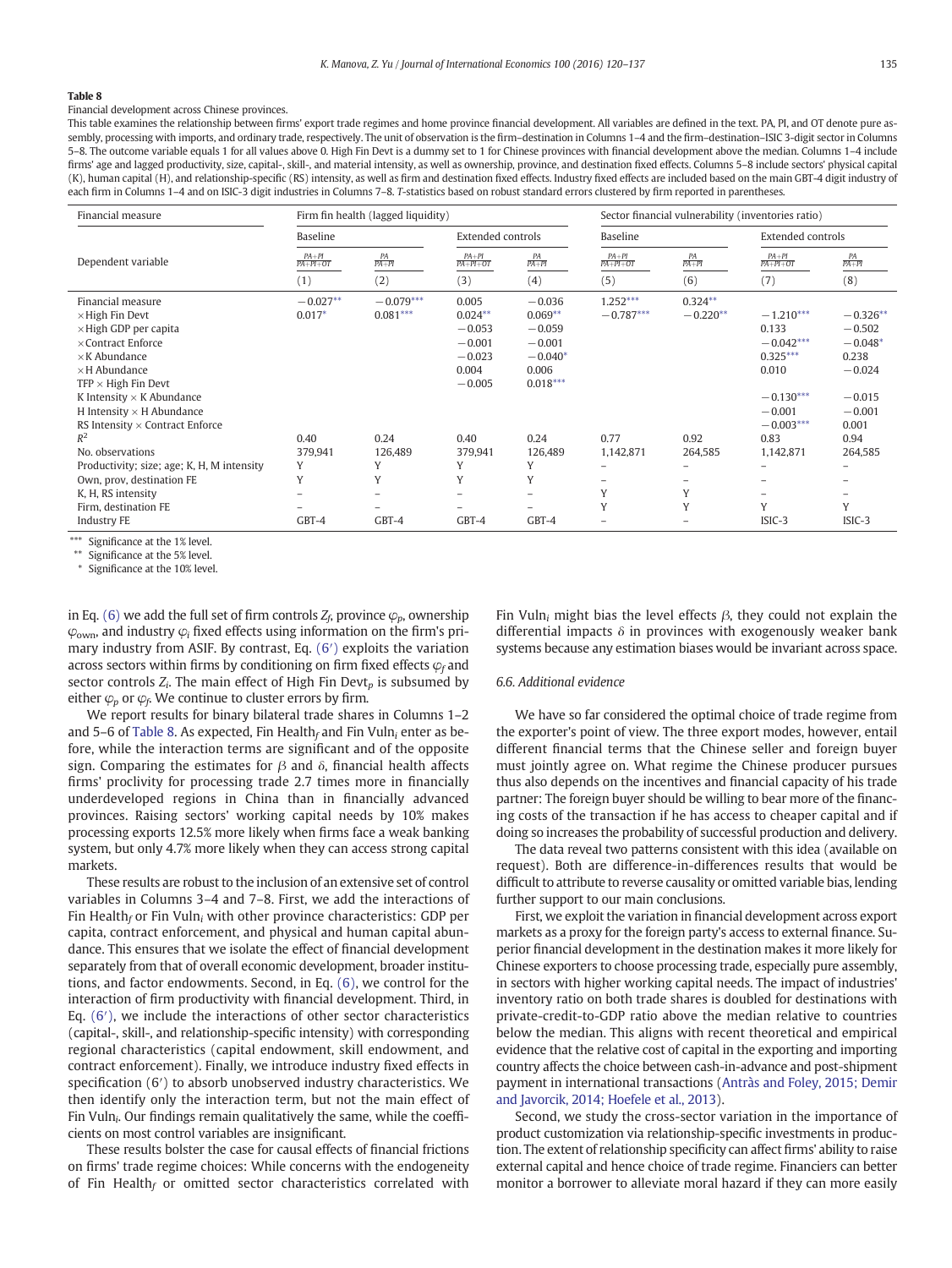**Table 8**

Financial development across Chinese provinces.

This table examines the relationship between firms' export trade regimes and home province financial development. All variables are defined in the text. PA, PI, and OT denote pure assembly, processing with imports, and ordinary trade, respectively. The unit of observation is the firm–destination in Columns 1–4 and the firm–destination–ISIC 3-digit sector in Columns 5–8. The outcome variable equals 1 for all values above 0. High Fin Devt is a dummy set to 1 for Chinese provinces with financial development above the median. Columns 1–4 include firms' age and lagged productivity, size, capital-, skill-, and material intensity, as well as ownership, province, and destination fixed effects. Columns 5–8 include sectors' physical capital (K), human capital (H), and relationship-specific (RS) intensity, as well as firm and destination fixed effects. Industry fixed effects are included based on the main GBT-4 digit industry of each firm in Columns 1–4 and on ISIC-3 digit industries in Columns 7–8. T-statistics based on robust standard errors clustered by firm reported in parentheses.

| Financial measure | Firm fin health (lagged liquidity) | | | | Sector financial vulnerability (inventories ratio) | | | |
|---|---|---|---|---|---|---|---|---|
| | Baseline | | Extended controls | | Baseline | | Extended controls | |
| Dependent variable | $\frac{PA+PI}{PA+PI+OT}$ | $\frac{PA}{PA+PI}$ | $\frac{PA+PI}{PA+PI+OT}$ | $\frac{PA}{PA+PI}$ | $\frac{PA+PI}{PA+PI+OT}$ | $\frac{PA}{PA+PI}$ | $\frac{PA+PI}{PA+PI+OT}$ | $\frac{PA}{PA+PI}$ |
| | (1) | (2) | (3) | (4) | (5) | (6) | (7) | (8) |
| Financial measure | −0.027** | −0.079*** | 0.005 | −0.036 | 1.252*** | 0.324** | | |
| ×High Fin Devt | 0.017* | 0.081*** | 0.024** | 0.069** | −0.787*** | −0.220** | −1.210*** | −0.326** |
| ×High GDP per capita | | | −0.053 | −0.059 | | | 0.133 | −0.502 |
| ×Contract Enforce | | | −0.001 | −0.001 | | | −0.042*** | −0.048* |
| ×K Abundance | | | −0.023 | −0.040* | | | 0.325*** | 0.238 |
| ×H Abundance | | | 0.004 | 0.006 | | | 0.010 | −0.024 |
| TFP × High Fin Devt | | | −0.005 | 0.018*** | | | | |
| K Intensity × K Abundance | | | | | | | −0.130*** | −0.015 |
| H Intensity × H Abundance | | | | | | | −0.001 | −0.001 |
| RS Intensity × Contract Enforce | | | | | | | −0.003*** | 0.001 |
| $R^2$ | 0.40 | 0.24 | 0.40 | 0.24 | 0.77 | 0.92 | 0.83 | 0.94 |
| No. observations | 379,941 | 126,489 | 379,941 | 126,489 | 1,142,871 | 264,585 | 1,142,871 | 264,585 |
| Productivity; size; age; K, H, M intensity | Y | Y | Y | Y | – | – | – | – |
| Own, prov, destination FE | Y | Y | Y | Y | – | – | – | – |
| K, H, RS intensity | – | – | – | – | Y | Y | – | – |
| Firm, destination FE | – | – | – | – | Y | Y | Y | Y |
| Industry FE | GBT-4 | GBT-4 | GBT-4 | GBT-4 | – | – | ISIC-3 | ISIC-3 |

*** Significance at the 1% level.
** Significance at the 5% level.
* Significance at the 10% level.

in Eq. (6) we add the full set of firm controls $Z_f$, province $\varphi_p$, ownership $\varphi_{own}$, and industry $\varphi_i$ fixed effects using information on the firm's primary industry from ASIF. By contrast, Eq. (6′) exploits the variation across sectors within firms by conditioning on firm fixed effects $\varphi_f$ and sector controls $Z_i$. The main effect of High Fin Devt$_p$ is subsumed by either $\varphi_p$ or $\varphi_f$. We continue to cluster errors by firm.

We report results for binary bilateral trade shares in Columns 1–2 and 5–6 of Table 8. As expected, Fin Health$_f$ and Fin Vuln$_i$ enter as before, while the interaction terms are significant and of the opposite sign. Comparing the estimates for $\beta$ and $\delta$, financial health affects firms' proclivity for processing trade 2.7 times more in financially underdeveloped regions in China than in financially advanced provinces. Raising sectors' working capital needs by 10% makes processing exports 12.5% more likely when firms face a weak banking system, but only 4.7% more likely when they can access strong capital markets.

These results are robust to the inclusion of an extensive set of control variables in Columns 3–4 and 7–8. First, we add the interactions of Fin Health$_f$ or Fin Vuln$_i$ with other province characteristics: GDP per capita, contract enforcement, and physical and human capital abundance. This ensures that we isolate the effect of financial development separately from that of overall economic development, broader institutions, and factor endowments. Second, in Eq. (6), we control for the interaction of firm productivity with financial development. Third, in Eq. (6′), we include the interactions of other sector characteristics (capital-, skill-, and relationship-specific intensity) with corresponding regional characteristics (capital endowment, skill endowment, and contract enforcement). Finally, we introduce industry fixed effects in specification (6′) to absorb unobserved industry characteristics. We then identify only the interaction term, but not the main effect of Fin Vuln$_i$. Our findings remain qualitatively the same, while the coefficients on most control variables are insignificant.

These results bolster the case for causal effects of financial frictions on firms' trade regime choices: While concerns with the endogeneity of Fin Health$_f$ or omitted sector characteristics correlated with Fin Vuln$_i$ might bias the level effects $\beta$, they could not explain the differential impacts $\delta$ in provinces with exogenously weaker bank systems because any estimation biases would be invariant across space.

### 6.6. Additional evidence

We have so far considered the optimal choice of trade regime from the exporter's point of view. The three export modes, however, entail different financial terms that the Chinese seller and foreign buyer must jointly agree on. What regime the Chinese producer pursues thus also depends on the incentives and financial capacity of his trade partner: The foreign buyer should be willing to bear more of the financing costs of the transaction if he has access to cheaper capital and if doing so increases the probability of successful production and delivery.

The data reveal two patterns consistent with this idea (available on request). Both are difference-in-differences results that would be difficult to attribute to reverse causality or omitted variable bias, lending further support to our main conclusions.

First, we exploit the variation in financial development across export markets as a proxy for the foreign party's access to external finance. Superior financial development in the destination makes it more likely for Chinese exporters to choose processing trade, especially pure assembly, in sectors with higher working capital needs. The impact of industries' inventory ratio on both trade shares is doubled for destinations with private-credit-to-GDP ratio above the median relative to countries below the median. This aligns with recent theoretical and empirical evidence that the relative cost of capital in the exporting and importing country affects the choice between cash-in-advance and post-shipment payment in international transactions (Antràs and Foley, 2015; Demir and Javorcik, 2014; Hoefele et al., 2013).

Second, we study the cross-sector variation in the importance of product customization via relationship-specific investments in production. The extent of relationship specificity can affect firms' ability to raise external capital and hence choice of trade regime. Financiers can better monitor a borrower to alleviate moral hazard if they can more easily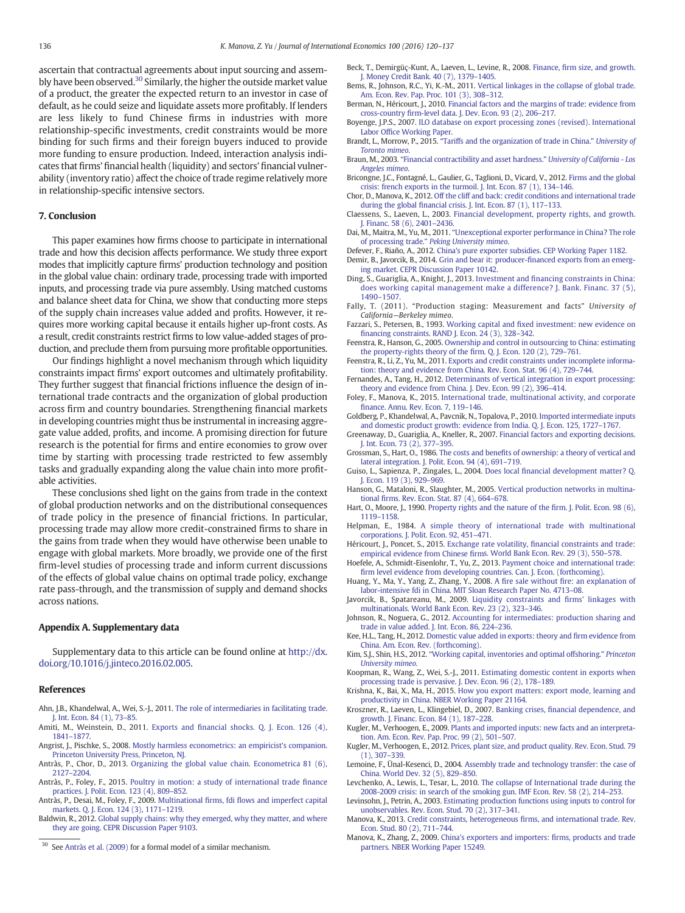ascertain that contractual agreements about input sourcing and assembly have been observed.[30] Similarly, the higher the outside market value of a product, the greater the expected return to an investor in case of default, as he could seize and liquidate assets more profitably. If lenders are less likely to fund Chinese firms in industries with more relationship-specific investments, credit constraints would be more binding for such firms and their foreign buyers induced to provide more funding to ensure production. Indeed, interaction analysis indicates that firms' financial health (liquidity) and sectors' financial vulnerability (inventory ratio) affect the choice of trade regime relatively more in relationship-specific intensive sectors.

## 7. Conclusion

This paper examines how firms choose to participate in international trade and how this decision affects performance. We study three export modes that implicitly capture firms' production technology and position in the global value chain: ordinary trade, processing trade with imported inputs, and processing trade via pure assembly. Using matched customs and balance sheet data for China, we show that conducting more steps of the supply chain increases value added and profits. However, it requires more working capital because it entails higher up-front costs. As a result, credit constraints restrict firms to low value-added stages of production, and preclude them from pursuing more profitable opportunities.

Our findings highlight a novel mechanism through which liquidity constraints impact firms' export outcomes and ultimately profitability. They further suggest that financial frictions influence the design of international trade contracts and the organization of global production across firm and country boundaries. Strengthening financial markets in developing countries might thus be instrumental in increasing aggregate value added, profits, and income. A promising direction for future research is the potential for firms and entire economies to grow over time by starting with processing trade restricted to few assembly tasks and gradually expanding along the value chain into more profitable activities.

These conclusions shed light on the gains from trade in the context of global production networks and on the distributional consequences of trade policy in the presence of financial frictions. In particular, processing trade may allow more credit-constrained firms to share in the gains from trade when they would have otherwise been unable to engage with global markets. More broadly, we provide one of the first firm-level studies of processing trade and inform current discussions of the effects of global value chains on optimal trade policy, exchange rate pass-through, and the transmission of supply and demand shocks across nations.

## Appendix A. Supplementary data

Supplementary data to this article can be found online at http://dx.doi.org/10.1016/j.jinteco.2016.02.005.

## References

Ahn, J.B., Khandelwal, A., Wei, S.-J., 2011. The role of intermediaries in facilitating trade. J. Int. Econ. 84 (1), 73–85.

Amiti, M., Weinstein, D., 2011. Exports and financial shocks. Q. J. Econ. 126 (4), 1841–1877.

Angrist, J., Pischke, S., 2008. Mostly harmless econometrics: an empiricist's companion. Princeton University Press, Princeton, NJ.

Antràs, P., Chor, D., 2013. Organizing the global value chain. Econometrica 81 (6), 2127–2204.

Antràs, P., Foley, F., 2015. Poultry in motion: a study of international trade finance practices. J. Polit. Econ. 123 (4), 809–852.

Antràs, P., Desai, M., Foley, F., 2009. Multinational firms, fdi flows and imperfect capital markets. Q. J. Econ. 124 (3), 1171–1219.

Baldwin, R., 2012. Global supply chains: why they emerged, why they matter, and where they are going. CEPR Discussion Paper 9103.

Beck, T., Demirgüç-Kunt, A., Laeven, L., Levine, R., 2008. Finance, firm size, and growth. J. Money Credit Bank. 40 (7), 1379–1405.

Bems, R., Johnson, R.C., Yi, K.-M., 2011. Vertical linkages in the collapse of global trade. Am. Econ. Rev. Pap. Proc. 101 (3), 308–312.

Berman, N., Héricourt, J., 2010. Financial factors and the margins of trade: evidence from cross-country firm-level data. J. Dev. Econ. 93 (2), 206–217.

Boyenge, J.P.S., 2007. ILO database on export processing zones (revised). International Labor Office Working Paper.

Brandt, L., Morrow, P., 2015. "Tariffs and the organization of trade in China." *University of Toronto mimeo*.

Braun, M., 2003. "Financial contractibility and asset hardness." *University of California - Los Angeles mimeo*.

Bricongne, J.C., Fontagné, L., Gaulier, G., Taglioni, D., Vicard, V., 2012. Firms and the global crisis: french exports in the turmoil. J. Int. Econ. 87 (1), 134–146.

Chor, D., Manova, K., 2012. Off the cliff and back: credit conditions and international trade during the global financial crisis. J. Int. Econ. 87 (1), 117–133.

Claessens, S., Laeven, L., 2003. Financial development, property rights, and growth. J. Financ. 58 (6), 2401–2436.

Dai, M., Maitra, M., Yu, M., 2011. "Unexceptional exporter performance in China? The role of processing trade." *Peking University mimeo*.

Defever, F., Riaño, A., 2012. China's pure exporter subsidies. CEP Working Paper 1182.

Demir, B., Javorcik, B., 2014. Grin and bear it: producer-financed exports from an emerging market. CEPR Discussion Paper 10142.

Ding, S., Guariglia, A., Knight, J., 2013. Investment and financing constraints in China: does working capital management make a difference? J. Bank. Financ. 37 (5), 1490–1507.

Fally, T. (2011). "Production staging: Measurement and facts" *University of California—Berkeley mimeo*.

Fazzari, S., Petersen, B., 1993. Working capital and fixed investment: new evidence on financing constraints. RAND J. Econ. 24 (3), 328–342.

Feenstra, R., Hanson, G., 2005. Ownership and control in outsourcing to China: estimating the property-rights theory of the firm. Q. J. Econ. 120 (2), 729–761.

Feenstra, R., Li, Z., Yu, M., 2011. Exports and credit constraints under incomplete information: theory and evidence from China. Rev. Econ. Stat. 96 (4), 729–744.

Fernandes, A., Tang, H., 2012. Determinants of vertical integration in export processing: theory and evidence from China. J. Dev. Econ. 99 (2), 396–414.

Foley, F., Manova, K., 2015. International trade, multinational activity, and corporate finance. Annu. Rev. Econ. 7, 119–146.

Goldberg, P., Khandelwal, A., Pavcnik, N., Topalova, P., 2010. Imported intermediate inputs and domestic product growth: evidence from India. Q. J. Econ. 125, 1727–1767.

Greenaway, D., Guariglia, A., Kneller, R., 2007. Financial factors and exporting decisions. J. Int. Econ. 73 (2), 377–395.

Grossman, S., Hart, O., 1986. The costs and benefits of ownership: a theory of vertical and lateral integration. J. Polit. Econ. 94 (4), 691–719.

Guiso, L., Sapienza, P., Zingales, L., 2004. Does local financial development matter? Q. J. Econ. 119 (3), 929–969.

Hanson, G., Mataloni, R., Slaughter, M., 2005. Vertical production networks in multinational firms. Rev. Econ. Stat. 87 (4), 664–678.

Hart, O., Moore, J., 1990. Property rights and the nature of the firm. J. Polit. Econ. 98 (6), 1119–1158.

Helpman, E., 1984. A simple theory of international trade with multinational corporations. J. Polit. Econ. 92, 451–471.

Héricourt, J., Poncet, S., 2015. Exchange rate volatility, financial constraints and trade: empirical evidence from Chinese firms. World Bank Econ. Rev. 29 (3), 550–578.

Hoefele, A., Schmidt-Eisenlohr, T., Yu, Z., 2013. Payment choice and international trade: firm level evidence from developing countries. Can. J. Econ. (forthcoming).

Huang, Y., Ma, Y., Yang, Z., Zhang, Y., 2008. A fire sale without fire: an explanation of labor-intensive fdi in China. MIT Sloan Research Paper No. 4713–08.

Javorcik, B., Spatareanu, M., 2009. Liquidity constraints and firms' linkages with multinationals. World Bank Econ. Rev. 23 (2), 323–346.

Johnson, R., Noguera, G., 2012. Accounting for intermediates: production sharing and trade in value added. J. Int. Econ. 86, 224–236.

Kee, H.L., Tang, H., 2012. Domestic value added in exports: theory and firm evidence from China. Am. Econ. Rev. (forthcoming).

Kim, S.J., Shin, H.S., 2012. "Working capital, inventories and optimal offshoring." *Princeton University mimeo*.

Koopman, R., Wang, Z., Wei, S.-J., 2011. Estimating domestic content in exports when processing trade is pervasive. J. Dev. Econ. 96 (2), 178–189.

Krishna, K., Bai, X., Ma, H., 2015. How you export matters: export mode, learning and productivity in China. NBER Working Paper 21164.

Kroszner, R., Laeven, L., Klingebiel, D., 2007. Banking crises, financial dependence, and growth. J. Financ. Econ. 84 (1), 187–228.

Kugler, M., Verhoogen, E., 2009. Plants and imported inputs: new facts and an interpretation. Am. Econ. Rev. Pap. Proc. 99 (2), 501–507.

Kugler, M., Verhoogen, E., 2012. Prices, plant size, and product quality. Rev. Econ. Stud. 79 (1), 307–339.

Lemoine, F., Ünal-Kesenci, D., 2004. Assembly trade and technology transfer: the case of China. World Dev. 32 (5), 829–850.

Levchenko, A., Lewis, L., Tesar, L., 2010. The collapse of International trade during the 2008–2009 crisis: in search of the smoking gun. IMF Econ. Rev. 58 (2), 214–253.

Levinsohn, J., Petrin, A., 2003. Estimating production functions using inputs to control for unobservables. Rev. Econ. Stud. 70 (2), 317–341.

Manova, K., 2013. Credit constraints, heterogeneous firms, and international trade. Rev. Econ. Stud. 80 (2), 711–744.

Manova, K., Zhang, Z., 2009. China's exporters and importers: firms, products and trade partners. NBER Working Paper 15249.

[30] See Antràs et al. (2009) for a formal model of a similar mechanism.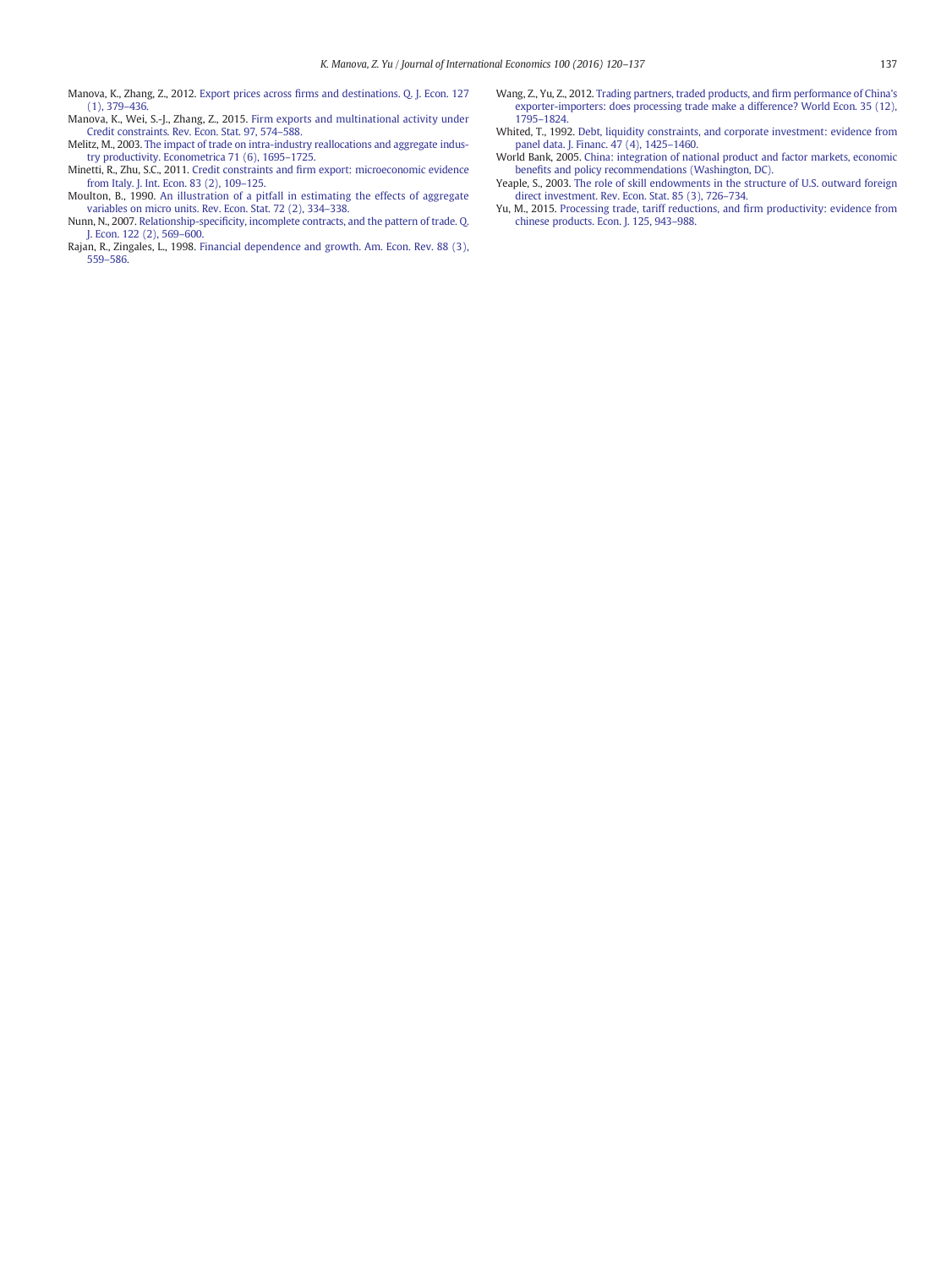Manova, K., Zhang, Z., 2012. Export prices across firms and destinations. Q. J. Econ. 127 (1), 379–436.

Manova, K., Wei, S.-J., Zhang, Z., 2015. Firm exports and multinational activity under Credit constraints. Rev. Econ. Stat. 97, 574–588.

Melitz, M., 2003. The impact of trade on intra-industry reallocations and aggregate industry productivity. Econometrica 71 (6), 1695–1725.

Minetti, R., Zhu, S.C., 2011. Credit constraints and firm export: microeconomic evidence from Italy. J. Int. Econ. 83 (2), 109–125.

Moulton, B., 1990. An illustration of a pitfall in estimating the effects of aggregate variables on micro units. Rev. Econ. Stat. 72 (2), 334–338.

Nunn, N., 2007. Relationship-specificity, incomplete contracts, and the pattern of trade. Q. J. Econ. 122 (2), 569–600.

Rajan, R., Zingales, L., 1998. Financial dependence and growth. Am. Econ. Rev. 88 (3), 559–586.

Wang, Z., Yu, Z., 2012. Trading partners, traded products, and firm performance of China's exporter-importers: does processing trade make a difference? World Econ. 35 (12), 1795–1824.

Whited, T., 1992. Debt, liquidity constraints, and corporate investment: evidence from panel data. J. Financ. 47 (4), 1425–1460.

World Bank, 2005. China: integration of national product and factor markets, economic benefits and policy recommendations (Washington, DC).

Yeaple, S., 2003. The role of skill endowments in the structure of U.S. outward foreign direct investment. Rev. Econ. Stat. 85 (3), 726–734.

Yu, M., 2015. Processing trade, tariff reductions, and firm productivity: evidence from chinese products. Econ. J. 125, 943–988.